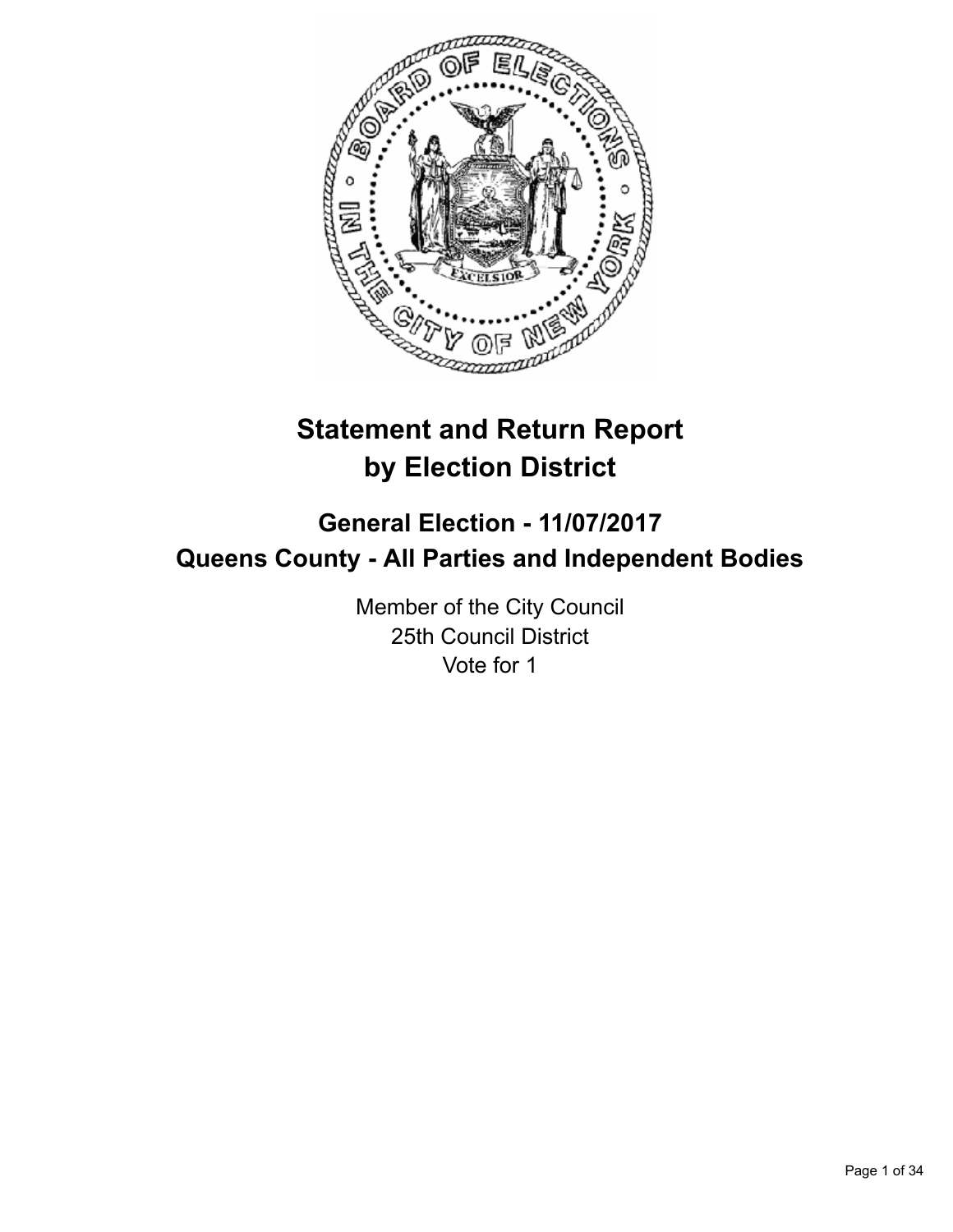# Statement and Return Report by Election District

## General Election - 11/07/2017
## Queens County - All Parties and Independent Bodies

Member of the City Council
25th Council District
Vote for 1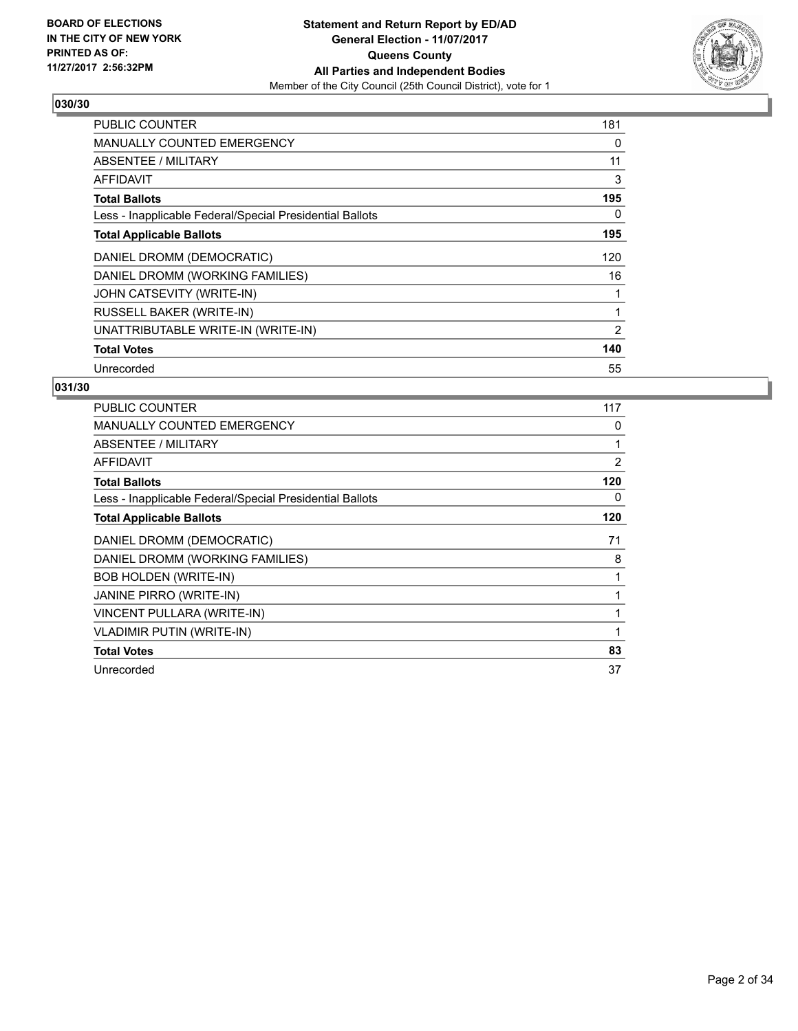**BOARD OF ELECTIONS IN THE CITY OF NEW YORK PRINTED AS OF: 11/27/2017 2:56:32PM**

**Statement and Return Report by ED/AD**
**General Election - 11/07/2017**
**Queens County**
**All Parties and Independent Bodies**
Member of the City Council (25th Council District), vote for 1

## 030/30

| | |
|---|---|
| PUBLIC COUNTER | 181 |
| MANUALLY COUNTED EMERGENCY | 0 |
| ABSENTEE / MILITARY | 11 |
| AFFIDAVIT | 3 |
| **Total Ballots** | **195** |
| Less - Inapplicable Federal/Special Presidential Ballots | 0 |
| **Total Applicable Ballots** | **195** |
| DANIEL DROMM (DEMOCRATIC) | 120 |
| DANIEL DROMM (WORKING FAMILIES) | 16 |
| JOHN CATSEVITY (WRITE-IN) | 1 |
| RUSSELL BAKER (WRITE-IN) | 1 |
| UNATTRIBUTABLE WRITE-IN (WRITE-IN) | 2 |
| **Total Votes** | **140** |
| Unrecorded | 55 |

## 031/30

| | |
|---|---|
| PUBLIC COUNTER | 117 |
| MANUALLY COUNTED EMERGENCY | 0 |
| ABSENTEE / MILITARY | 1 |
| AFFIDAVIT | 2 |
| **Total Ballots** | **120** |
| Less - Inapplicable Federal/Special Presidential Ballots | 0 |
| **Total Applicable Ballots** | **120** |
| DANIEL DROMM (DEMOCRATIC) | 71 |
| DANIEL DROMM (WORKING FAMILIES) | 8 |
| BOB HOLDEN (WRITE-IN) | 1 |
| JANINE PIRRO (WRITE-IN) | 1 |
| VINCENT PULLARA (WRITE-IN) | 1 |
| VLADIMIR PUTIN (WRITE-IN) | 1 |
| **Total Votes** | **83** |
| Unrecorded | 37 |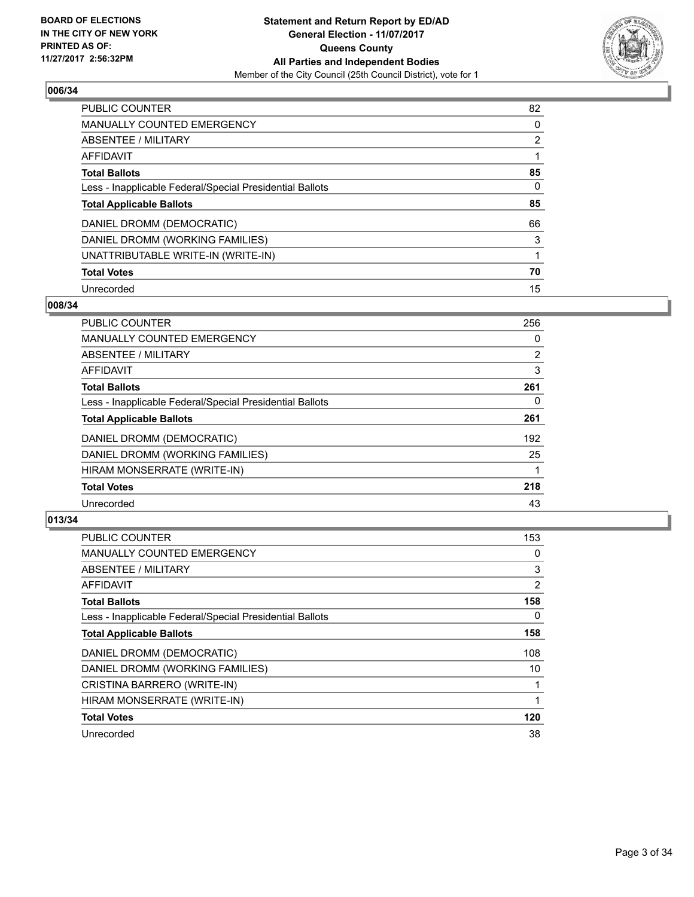## 006/34

| | |
|---|---|
| PUBLIC COUNTER | 82 |
| MANUALLY COUNTED EMERGENCY | 0 |
| ABSENTEE / MILITARY | 2 |
| AFFIDAVIT | 1 |
| **Total Ballots** | **85** |
| Less - Inapplicable Federal/Special Presidential Ballots | 0 |
| **Total Applicable Ballots** | **85** |
| DANIEL DROMM (DEMOCRATIC) | 66 |
| DANIEL DROMM (WORKING FAMILIES) | 3 |
| UNATTRIBUTABLE WRITE-IN (WRITE-IN) | 1 |
| **Total Votes** | **70** |
| Unrecorded | 15 |

## 008/34

| | |
|---|---|
| PUBLIC COUNTER | 256 |
| MANUALLY COUNTED EMERGENCY | 0 |
| ABSENTEE / MILITARY | 2 |
| AFFIDAVIT | 3 |
| **Total Ballots** | **261** |
| Less - Inapplicable Federal/Special Presidential Ballots | 0 |
| **Total Applicable Ballots** | **261** |
| DANIEL DROMM (DEMOCRATIC) | 192 |
| DANIEL DROMM (WORKING FAMILIES) | 25 |
| HIRAM MONSERRATE (WRITE-IN) | 1 |
| **Total Votes** | **218** |
| Unrecorded | 43 |

## 013/34

| | |
|---|---|
| PUBLIC COUNTER | 153 |
| MANUALLY COUNTED EMERGENCY | 0 |
| ABSENTEE / MILITARY | 3 |
| AFFIDAVIT | 2 |
| **Total Ballots** | **158** |
| Less - Inapplicable Federal/Special Presidential Ballots | 0 |
| **Total Applicable Ballots** | **158** |
| DANIEL DROMM (DEMOCRATIC) | 108 |
| DANIEL DROMM (WORKING FAMILIES) | 10 |
| CRISTINA BARRERO (WRITE-IN) | 1 |
| HIRAM MONSERRATE (WRITE-IN) | 1 |
| **Total Votes** | **120** |
| Unrecorded | 38 |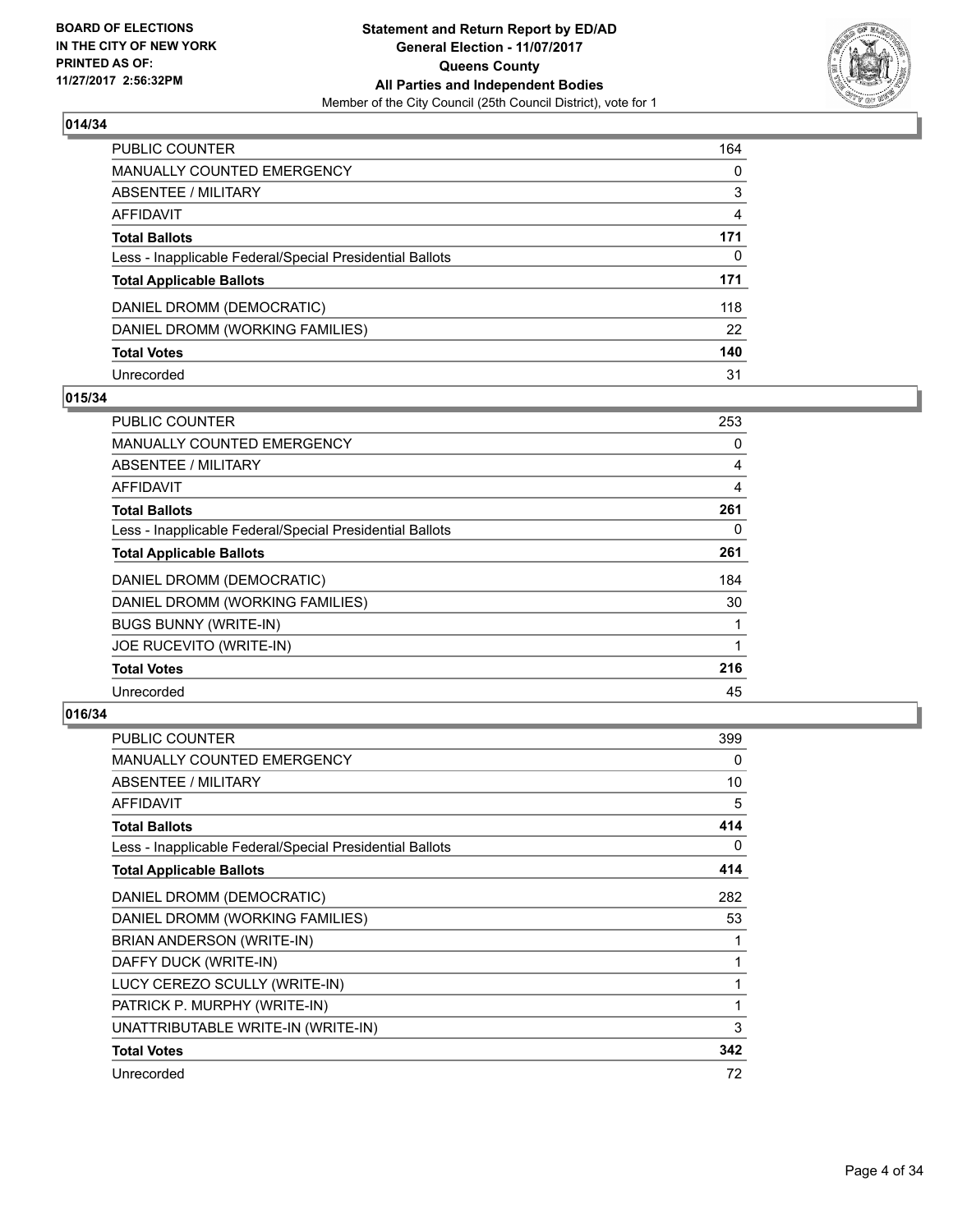## 014/34

| | |
|---|---|
| PUBLIC COUNTER | 164 |
| MANUALLY COUNTED EMERGENCY | 0 |
| ABSENTEE / MILITARY | 3 |
| AFFIDAVIT | 4 |
| **Total Ballots** | **171** |
| Less - Inapplicable Federal/Special Presidential Ballots | 0 |
| **Total Applicable Ballots** | **171** |
| DANIEL DROMM (DEMOCRATIC) | 118 |
| DANIEL DROMM (WORKING FAMILIES) | 22 |
| **Total Votes** | **140** |
| Unrecorded | 31 |

## 015/34

| | |
|---|---|
| PUBLIC COUNTER | 253 |
| MANUALLY COUNTED EMERGENCY | 0 |
| ABSENTEE / MILITARY | 4 |
| AFFIDAVIT | 4 |
| **Total Ballots** | **261** |
| Less - Inapplicable Federal/Special Presidential Ballots | 0 |
| **Total Applicable Ballots** | **261** |
| DANIEL DROMM (DEMOCRATIC) | 184 |
| DANIEL DROMM (WORKING FAMILIES) | 30 |
| BUGS BUNNY (WRITE-IN) | 1 |
| JOE RUCEVITO (WRITE-IN) | 1 |
| **Total Votes** | **216** |
| Unrecorded | 45 |

## 016/34

| | |
|---|---|
| PUBLIC COUNTER | 399 |
| MANUALLY COUNTED EMERGENCY | 0 |
| ABSENTEE / MILITARY | 10 |
| AFFIDAVIT | 5 |
| **Total Ballots** | **414** |
| Less - Inapplicable Federal/Special Presidential Ballots | 0 |
| **Total Applicable Ballots** | **414** |
| DANIEL DROMM (DEMOCRATIC) | 282 |
| DANIEL DROMM (WORKING FAMILIES) | 53 |
| BRIAN ANDERSON (WRITE-IN) | 1 |
| DAFFY DUCK (WRITE-IN) | 1 |
| LUCY CEREZO SCULLY (WRITE-IN) | 1 |
| PATRICK P. MURPHY (WRITE-IN) | 1 |
| UNATTRIBUTABLE WRITE-IN (WRITE-IN) | 3 |
| **Total Votes** | **342** |
| Unrecorded | 72 |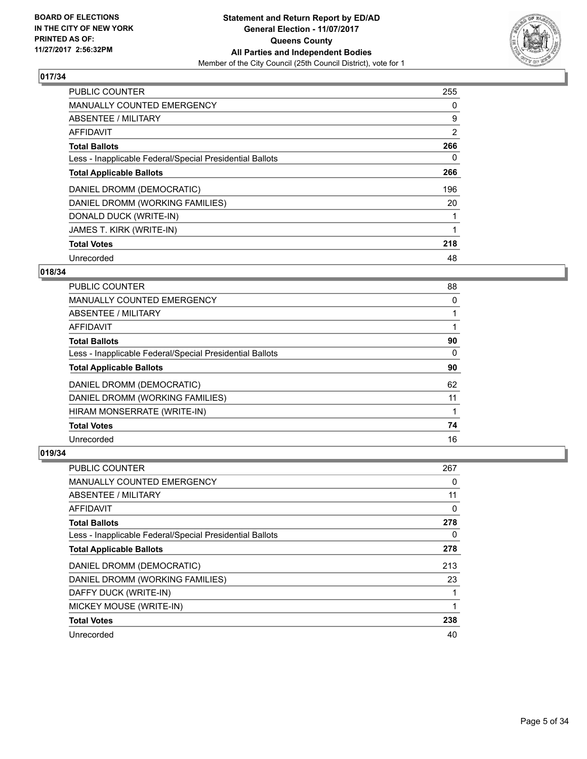**BOARD OF ELECTIONS IN THE CITY OF NEW YORK PRINTED AS OF: 11/27/2017 2:56:32PM**

**Statement and Return Report by ED/AD General Election - 11/07/2017 Queens County All Parties and Independent Bodies**

Member of the City Council (25th Council District), vote for 1

### 017/34

| | |
|---|---|
| PUBLIC COUNTER | 255 |
| MANUALLY COUNTED EMERGENCY | 0 |
| ABSENTEE / MILITARY | 9 |
| AFFIDAVIT | 2 |
| **Total Ballots** | **266** |
| Less - Inapplicable Federal/Special Presidential Ballots | 0 |
| **Total Applicable Ballots** | **266** |
| DANIEL DROMM (DEMOCRATIC) | 196 |
| DANIEL DROMM (WORKING FAMILIES) | 20 |
| DONALD DUCK (WRITE-IN) | 1 |
| JAMES T. KIRK (WRITE-IN) | 1 |
| **Total Votes** | **218** |
| Unrecorded | 48 |

### 018/34

| | |
|---|---|
| PUBLIC COUNTER | 88 |
| MANUALLY COUNTED EMERGENCY | 0 |
| ABSENTEE / MILITARY | 1 |
| AFFIDAVIT | 1 |
| **Total Ballots** | **90** |
| Less - Inapplicable Federal/Special Presidential Ballots | 0 |
| **Total Applicable Ballots** | **90** |
| DANIEL DROMM (DEMOCRATIC) | 62 |
| DANIEL DROMM (WORKING FAMILIES) | 11 |
| HIRAM MONSERRATE (WRITE-IN) | 1 |
| **Total Votes** | **74** |
| Unrecorded | 16 |

### 019/34

| | |
|---|---|
| PUBLIC COUNTER | 267 |
| MANUALLY COUNTED EMERGENCY | 0 |
| ABSENTEE / MILITARY | 11 |
| AFFIDAVIT | 0 |
| **Total Ballots** | **278** |
| Less - Inapplicable Federal/Special Presidential Ballots | 0 |
| **Total Applicable Ballots** | **278** |
| DANIEL DROMM (DEMOCRATIC) | 213 |
| DANIEL DROMM (WORKING FAMILIES) | 23 |
| DAFFY DUCK (WRITE-IN) | 1 |
| MICKEY MOUSE (WRITE-IN) | 1 |
| **Total Votes** | **238** |
| Unrecorded | 40 |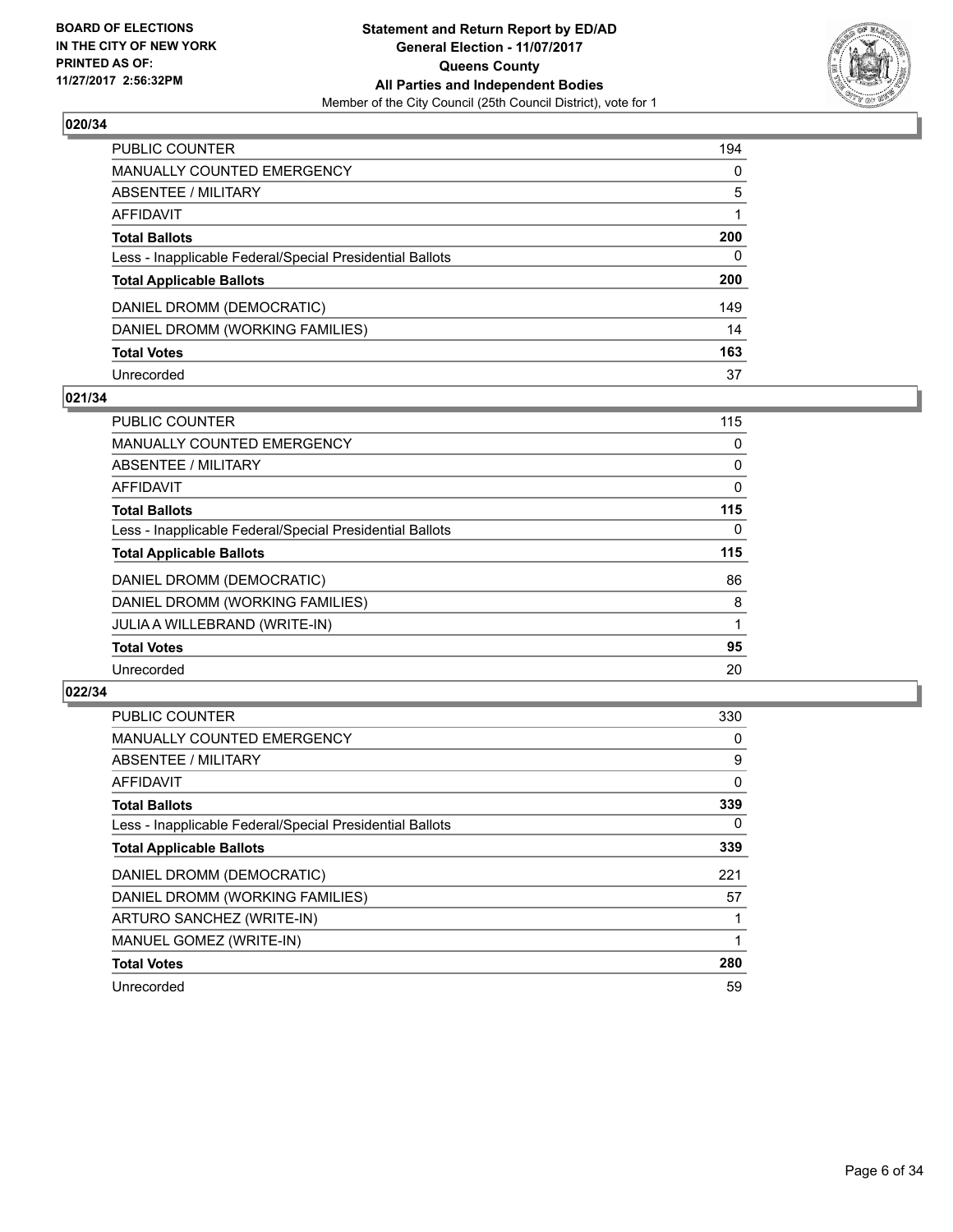**BOARD OF ELECTIONS IN THE CITY OF NEW YORK PRINTED AS OF: 11/27/2017 2:56:32PM**

**Statement and Return Report by ED/AD General Election - 11/07/2017 Queens County All Parties and Independent Bodies**

Member of the City Council (25th Council District), vote for 1

### 020/34

| | |
|---|---|
| PUBLIC COUNTER | 194 |
| MANUALLY COUNTED EMERGENCY | 0 |
| ABSENTEE / MILITARY | 5 |
| AFFIDAVIT | 1 |
| **Total Ballots** | **200** |
| Less - Inapplicable Federal/Special Presidential Ballots | 0 |
| **Total Applicable Ballots** | **200** |
| DANIEL DROMM (DEMOCRATIC) | 149 |
| DANIEL DROMM (WORKING FAMILIES) | 14 |
| **Total Votes** | **163** |
| Unrecorded | 37 |

### 021/34

| | |
|---|---|
| PUBLIC COUNTER | 115 |
| MANUALLY COUNTED EMERGENCY | 0 |
| ABSENTEE / MILITARY | 0 |
| AFFIDAVIT | 0 |
| **Total Ballots** | **115** |
| Less - Inapplicable Federal/Special Presidential Ballots | 0 |
| **Total Applicable Ballots** | **115** |
| DANIEL DROMM (DEMOCRATIC) | 86 |
| DANIEL DROMM (WORKING FAMILIES) | 8 |
| JULIA A WILLEBRAND (WRITE-IN) | 1 |
| **Total Votes** | **95** |
| Unrecorded | 20 |

### 022/34

| | |
|---|---|
| PUBLIC COUNTER | 330 |
| MANUALLY COUNTED EMERGENCY | 0 |
| ABSENTEE / MILITARY | 9 |
| AFFIDAVIT | 0 |
| **Total Ballots** | **339** |
| Less - Inapplicable Federal/Special Presidential Ballots | 0 |
| **Total Applicable Ballots** | **339** |
| DANIEL DROMM (DEMOCRATIC) | 221 |
| DANIEL DROMM (WORKING FAMILIES) | 57 |
| ARTURO SANCHEZ (WRITE-IN) | 1 |
| MANUEL GOMEZ (WRITE-IN) | 1 |
| **Total Votes** | **280** |
| Unrecorded | 59 |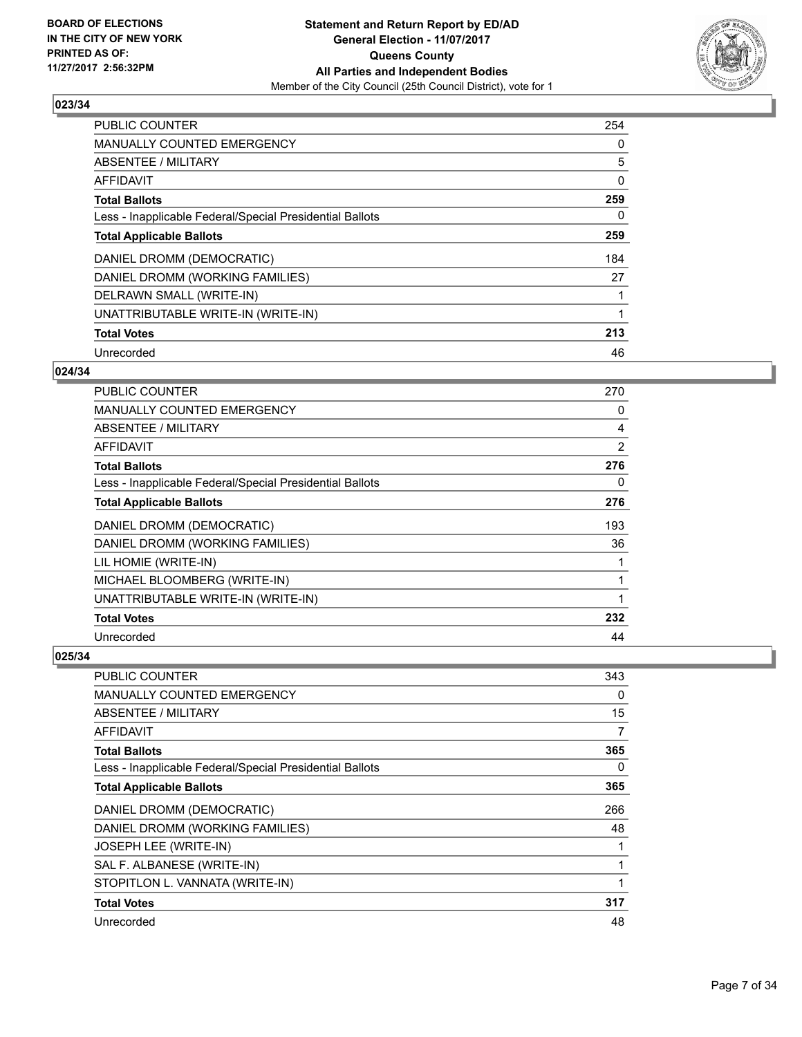**BOARD OF ELECTIONS IN THE CITY OF NEW YORK PRINTED AS OF: 11/27/2017 2:56:32PM**

**Statement and Return Report by ED/AD General Election - 11/07/2017 Queens County All Parties and Independent Bodies**

Member of the City Council (25th Council District), vote for 1

### 023/34

| | |
|---|---|
| PUBLIC COUNTER | 254 |
| MANUALLY COUNTED EMERGENCY | 0 |
| ABSENTEE / MILITARY | 5 |
| AFFIDAVIT | 0 |
| **Total Ballots** | **259** |
| Less - Inapplicable Federal/Special Presidential Ballots | 0 |
| **Total Applicable Ballots** | **259** |
| DANIEL DROMM (DEMOCRATIC) | 184 |
| DANIEL DROMM (WORKING FAMILIES) | 27 |
| DELRAWN SMALL (WRITE-IN) | 1 |
| UNATTRIBUTABLE WRITE-IN (WRITE-IN) | 1 |
| **Total Votes** | **213** |
| Unrecorded | 46 |

### 024/34

| | |
|---|---|
| PUBLIC COUNTER | 270 |
| MANUALLY COUNTED EMERGENCY | 0 |
| ABSENTEE / MILITARY | 4 |
| AFFIDAVIT | 2 |
| **Total Ballots** | **276** |
| Less - Inapplicable Federal/Special Presidential Ballots | 0 |
| **Total Applicable Ballots** | **276** |
| DANIEL DROMM (DEMOCRATIC) | 193 |
| DANIEL DROMM (WORKING FAMILIES) | 36 |
| LIL HOMIE (WRITE-IN) | 1 |
| MICHAEL BLOOMBERG (WRITE-IN) | 1 |
| UNATTRIBUTABLE WRITE-IN (WRITE-IN) | 1 |
| **Total Votes** | **232** |
| Unrecorded | 44 |

### 025/34

| | |
|---|---|
| PUBLIC COUNTER | 343 |
| MANUALLY COUNTED EMERGENCY | 0 |
| ABSENTEE / MILITARY | 15 |
| AFFIDAVIT | 7 |
| **Total Ballots** | **365** |
| Less - Inapplicable Federal/Special Presidential Ballots | 0 |
| **Total Applicable Ballots** | **365** |
| DANIEL DROMM (DEMOCRATIC) | 266 |
| DANIEL DROMM (WORKING FAMILIES) | 48 |
| JOSEPH LEE (WRITE-IN) | 1 |
| SAL F. ALBANESE (WRITE-IN) | 1 |
| STOPITLON L. VANNATA (WRITE-IN) | 1 |
| **Total Votes** | **317** |
| Unrecorded | 48 |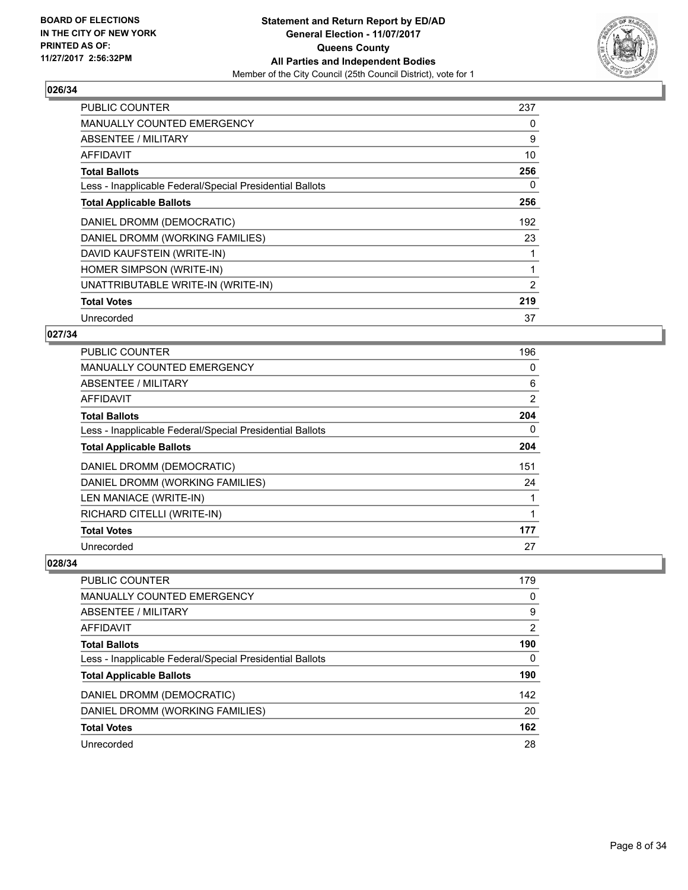### 026/34

| | |
|---|---|
| PUBLIC COUNTER | 237 |
| MANUALLY COUNTED EMERGENCY | 0 |
| ABSENTEE / MILITARY | 9 |
| AFFIDAVIT | 10 |
| **Total Ballots** | **256** |
| Less - Inapplicable Federal/Special Presidential Ballots | 0 |
| **Total Applicable Ballots** | **256** |
| DANIEL DROMM (DEMOCRATIC) | 192 |
| DANIEL DROMM (WORKING FAMILIES) | 23 |
| DAVID KAUFSTEIN (WRITE-IN) | 1 |
| HOMER SIMPSON (WRITE-IN) | 1 |
| UNATTRIBUTABLE WRITE-IN (WRITE-IN) | 2 |
| **Total Votes** | **219** |
| Unrecorded | 37 |

### 027/34

| | |
|---|---|
| PUBLIC COUNTER | 196 |
| MANUALLY COUNTED EMERGENCY | 0 |
| ABSENTEE / MILITARY | 6 |
| AFFIDAVIT | 2 |
| **Total Ballots** | **204** |
| Less - Inapplicable Federal/Special Presidential Ballots | 0 |
| **Total Applicable Ballots** | **204** |
| DANIEL DROMM (DEMOCRATIC) | 151 |
| DANIEL DROMM (WORKING FAMILIES) | 24 |
| LEN MANIACE (WRITE-IN) | 1 |
| RICHARD CITELLI (WRITE-IN) | 1 |
| **Total Votes** | **177** |
| Unrecorded | 27 |

### 028/34

| | |
|---|---|
| PUBLIC COUNTER | 179 |
| MANUALLY COUNTED EMERGENCY | 0 |
| ABSENTEE / MILITARY | 9 |
| AFFIDAVIT | 2 |
| **Total Ballots** | **190** |
| Less - Inapplicable Federal/Special Presidential Ballots | 0 |
| **Total Applicable Ballots** | **190** |
| DANIEL DROMM (DEMOCRATIC) | 142 |
| DANIEL DROMM (WORKING FAMILIES) | 20 |
| **Total Votes** | **162** |
| Unrecorded | 28 |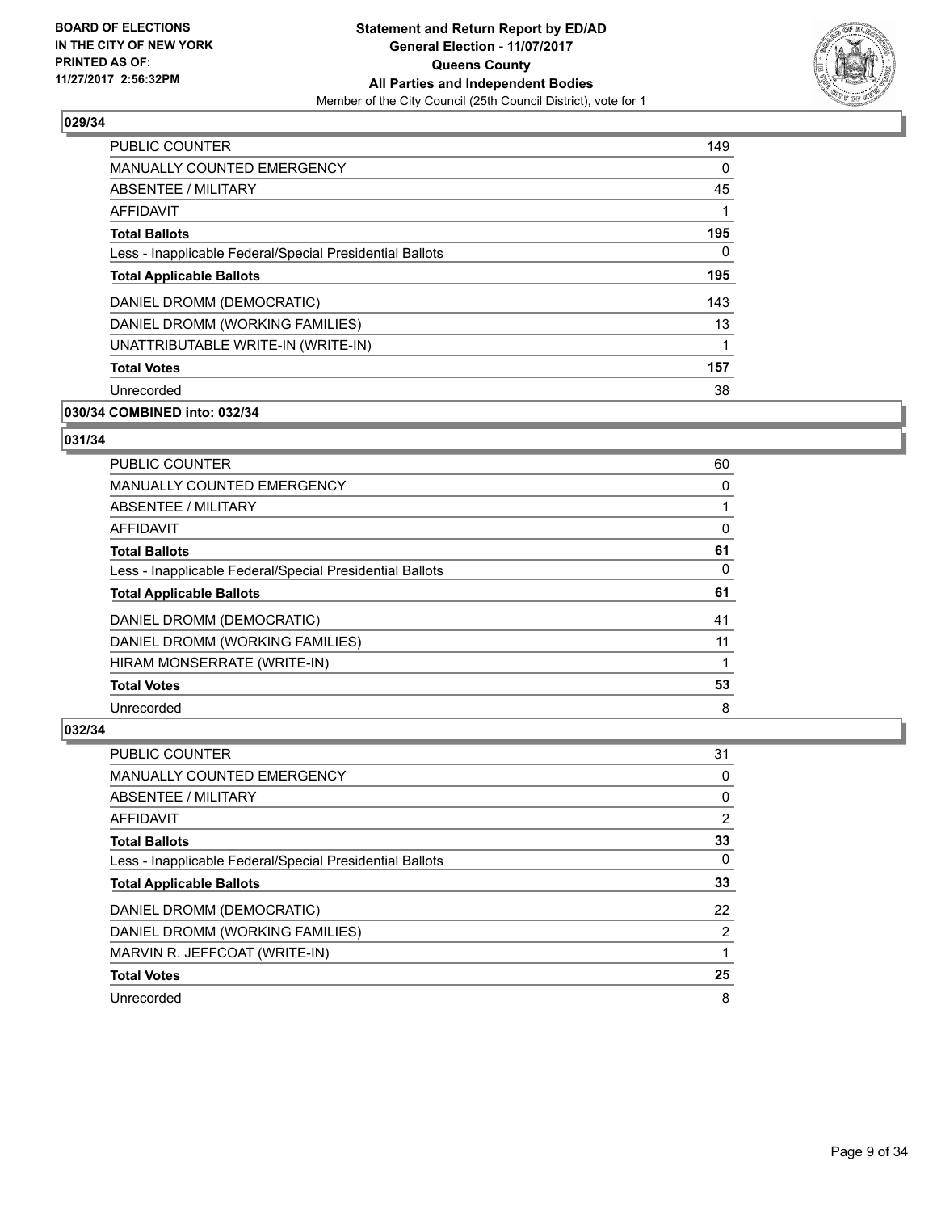## 029/34

| | |
|---|---|
| PUBLIC COUNTER | 149 |
| MANUALLY COUNTED EMERGENCY | 0 |
| ABSENTEE / MILITARY | 45 |
| AFFIDAVIT | 1 |
| **Total Ballots** | **195** |
| Less - Inapplicable Federal/Special Presidential Ballots | 0 |
| **Total Applicable Ballots** | **195** |
| DANIEL DROMM (DEMOCRATIC) | 143 |
| DANIEL DROMM (WORKING FAMILIES) | 13 |
| UNATTRIBUTABLE WRITE-IN (WRITE-IN) | 1 |
| **Total Votes** | **157** |
| Unrecorded | 38 |

## 030/34 COMBINED into: 032/34

## 031/34

| | |
|---|---|
| PUBLIC COUNTER | 60 |
| MANUALLY COUNTED EMERGENCY | 0 |
| ABSENTEE / MILITARY | 1 |
| AFFIDAVIT | 0 |
| **Total Ballots** | **61** |
| Less - Inapplicable Federal/Special Presidential Ballots | 0 |
| **Total Applicable Ballots** | **61** |
| DANIEL DROMM (DEMOCRATIC) | 41 |
| DANIEL DROMM (WORKING FAMILIES) | 11 |
| HIRAM MONSERRATE (WRITE-IN) | 1 |
| **Total Votes** | **53** |
| Unrecorded | 8 |

## 032/34

| | |
|---|---|
| PUBLIC COUNTER | 31 |
| MANUALLY COUNTED EMERGENCY | 0 |
| ABSENTEE / MILITARY | 0 |
| AFFIDAVIT | 2 |
| **Total Ballots** | **33** |
| Less - Inapplicable Federal/Special Presidential Ballots | 0 |
| **Total Applicable Ballots** | **33** |
| DANIEL DROMM (DEMOCRATIC) | 22 |
| DANIEL DROMM (WORKING FAMILIES) | 2 |
| MARVIN R. JEFFCOAT (WRITE-IN) | 1 |
| **Total Votes** | **25** |
| Unrecorded | 8 |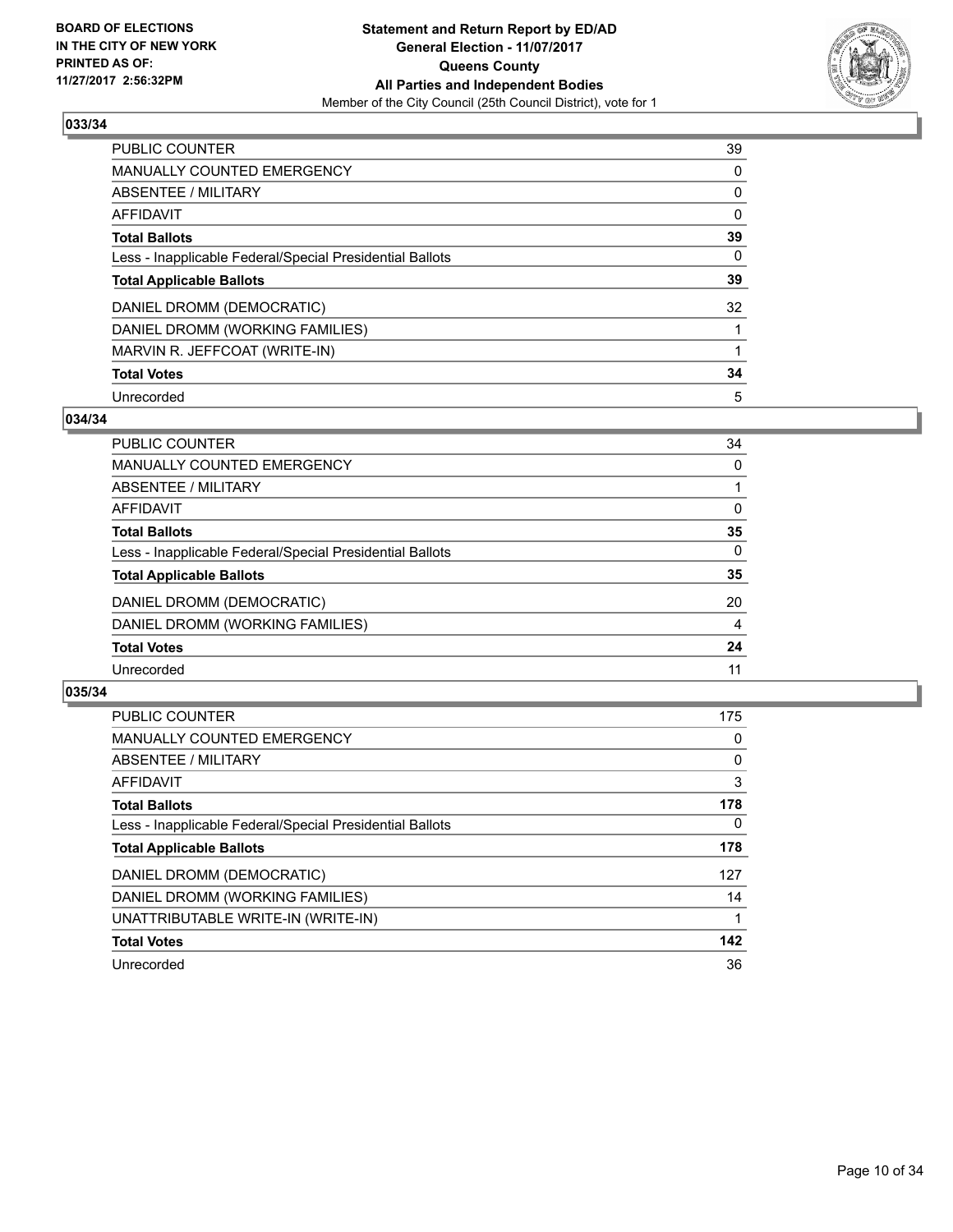BOARD OF ELECTIONS
IN THE CITY OF NEW YORK
PRINTED AS OF:
11/27/2017 2:56:32PM

**Statement and Return Report by ED/AD**
**General Election - 11/07/2017**
**Queens County**
**All Parties and Independent Bodies**
Member of the City Council (25th Council District), vote for 1

### 033/34

| | |
|---|---|
| PUBLIC COUNTER | 39 |
| MANUALLY COUNTED EMERGENCY | 0 |
| ABSENTEE / MILITARY | 0 |
| AFFIDAVIT | 0 |
| **Total Ballots** | **39** |
| Less - Inapplicable Federal/Special Presidential Ballots | 0 |
| **Total Applicable Ballots** | **39** |
| DANIEL DROMM (DEMOCRATIC) | 32 |
| DANIEL DROMM (WORKING FAMILIES) | 1 |
| MARVIN R. JEFFCOAT (WRITE-IN) | 1 |
| **Total Votes** | **34** |
| Unrecorded | 5 |

### 034/34

| | |
|---|---|
| PUBLIC COUNTER | 34 |
| MANUALLY COUNTED EMERGENCY | 0 |
| ABSENTEE / MILITARY | 1 |
| AFFIDAVIT | 0 |
| **Total Ballots** | **35** |
| Less - Inapplicable Federal/Special Presidential Ballots | 0 |
| **Total Applicable Ballots** | **35** |
| DANIEL DROMM (DEMOCRATIC) | 20 |
| DANIEL DROMM (WORKING FAMILIES) | 4 |
| **Total Votes** | **24** |
| Unrecorded | 11 |

### 035/34

| | |
|---|---|
| PUBLIC COUNTER | 175 |
| MANUALLY COUNTED EMERGENCY | 0 |
| ABSENTEE / MILITARY | 0 |
| AFFIDAVIT | 3 |
| **Total Ballots** | **178** |
| Less - Inapplicable Federal/Special Presidential Ballots | 0 |
| **Total Applicable Ballots** | **178** |
| DANIEL DROMM (DEMOCRATIC) | 127 |
| DANIEL DROMM (WORKING FAMILIES) | 14 |
| UNATTRIBUTABLE WRITE-IN (WRITE-IN) | 1 |
| **Total Votes** | **142** |
| Unrecorded | 36 |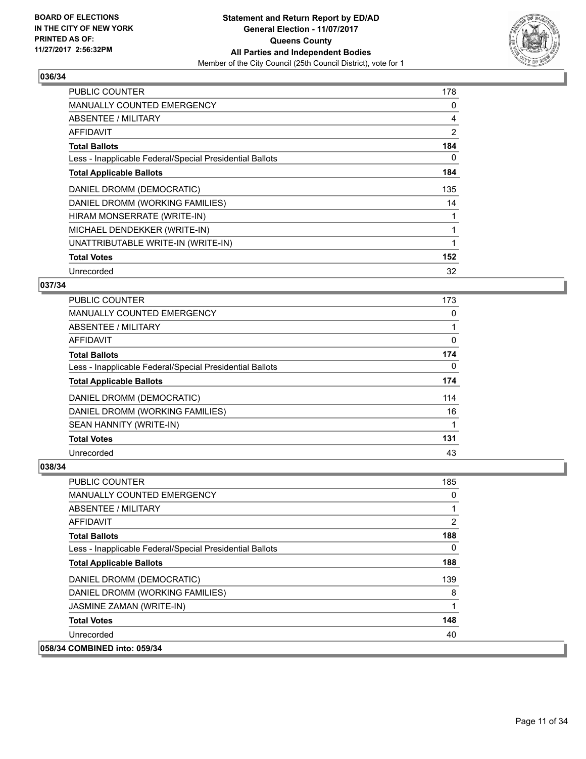**BOARD OF ELECTIONS IN THE CITY OF NEW YORK PRINTED AS OF: 11/27/2017 2:56:32PM**

**Statement and Return Report by ED/AD General Election - 11/07/2017 Queens County All Parties and Independent Bodies**

Member of the City Council (25th Council District), vote for 1

## 036/34

| | |
|---|---|
| PUBLIC COUNTER | 178 |
| MANUALLY COUNTED EMERGENCY | 0 |
| ABSENTEE / MILITARY | 4 |
| AFFIDAVIT | 2 |
| **Total Ballots** | **184** |
| Less - Inapplicable Federal/Special Presidential Ballots | 0 |
| **Total Applicable Ballots** | **184** |
| DANIEL DROMM (DEMOCRATIC) | 135 |
| DANIEL DROMM (WORKING FAMILIES) | 14 |
| HIRAM MONSERRATE (WRITE-IN) | 1 |
| MICHAEL DENDEKKER (WRITE-IN) | 1 |
| UNATTRIBUTABLE WRITE-IN (WRITE-IN) | 1 |
| **Total Votes** | **152** |
| Unrecorded | 32 |

## 037/34

| | |
|---|---|
| PUBLIC COUNTER | 173 |
| MANUALLY COUNTED EMERGENCY | 0 |
| ABSENTEE / MILITARY | 1 |
| AFFIDAVIT | 0 |
| **Total Ballots** | **174** |
| Less - Inapplicable Federal/Special Presidential Ballots | 0 |
| **Total Applicable Ballots** | **174** |
| DANIEL DROMM (DEMOCRATIC) | 114 |
| DANIEL DROMM (WORKING FAMILIES) | 16 |
| SEAN HANNITY (WRITE-IN) | 1 |
| **Total Votes** | **131** |
| Unrecorded | 43 |

## 038/34

| | |
|---|---|
| PUBLIC COUNTER | 185 |
| MANUALLY COUNTED EMERGENCY | 0 |
| ABSENTEE / MILITARY | 1 |
| AFFIDAVIT | 2 |
| **Total Ballots** | **188** |
| Less - Inapplicable Federal/Special Presidential Ballots | 0 |
| **Total Applicable Ballots** | **188** |
| DANIEL DROMM (DEMOCRATIC) | 139 |
| DANIEL DROMM (WORKING FAMILIES) | 8 |
| JASMINE ZAMAN (WRITE-IN) | 1 |
| **Total Votes** | **148** |
| Unrecorded | 40 |

## 058/34 COMBINED into: 059/34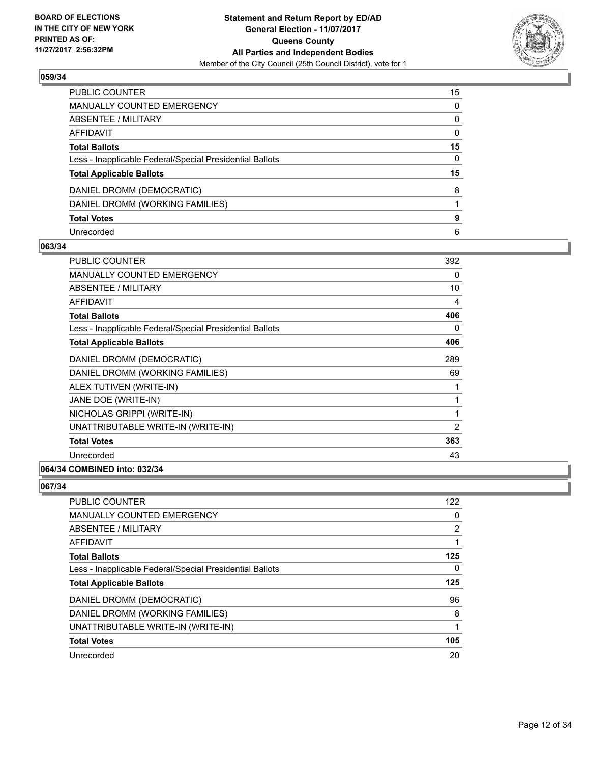## 059/34

| | |
|---|---|
| PUBLIC COUNTER | 15 |
| MANUALLY COUNTED EMERGENCY | 0 |
| ABSENTEE / MILITARY | 0 |
| AFFIDAVIT | 0 |
| **Total Ballots** | **15** |
| Less - Inapplicable Federal/Special Presidential Ballots | 0 |
| **Total Applicable Ballots** | **15** |
| DANIEL DROMM (DEMOCRATIC) | 8 |
| DANIEL DROMM (WORKING FAMILIES) | 1 |
| **Total Votes** | **9** |
| Unrecorded | 6 |

## 063/34

| | |
|---|---|
| PUBLIC COUNTER | 392 |
| MANUALLY COUNTED EMERGENCY | 0 |
| ABSENTEE / MILITARY | 10 |
| AFFIDAVIT | 4 |
| **Total Ballots** | **406** |
| Less - Inapplicable Federal/Special Presidential Ballots | 0 |
| **Total Applicable Ballots** | **406** |
| DANIEL DROMM (DEMOCRATIC) | 289 |
| DANIEL DROMM (WORKING FAMILIES) | 69 |
| ALEX TUTIVEN (WRITE-IN) | 1 |
| JANE DOE (WRITE-IN) | 1 |
| NICHOLAS GRIPPI (WRITE-IN) | 1 |
| UNATTRIBUTABLE WRITE-IN (WRITE-IN) | 2 |
| **Total Votes** | **363** |
| Unrecorded | 43 |

## 064/34 COMBINED into: 032/34

## 067/34

| | |
|---|---|
| PUBLIC COUNTER | 122 |
| MANUALLY COUNTED EMERGENCY | 0 |
| ABSENTEE / MILITARY | 2 |
| AFFIDAVIT | 1 |
| **Total Ballots** | **125** |
| Less - Inapplicable Federal/Special Presidential Ballots | 0 |
| **Total Applicable Ballots** | **125** |
| DANIEL DROMM (DEMOCRATIC) | 96 |
| DANIEL DROMM (WORKING FAMILIES) | 8 |
| UNATTRIBUTABLE WRITE-IN (WRITE-IN) | 1 |
| **Total Votes** | **105** |
| Unrecorded | 20 |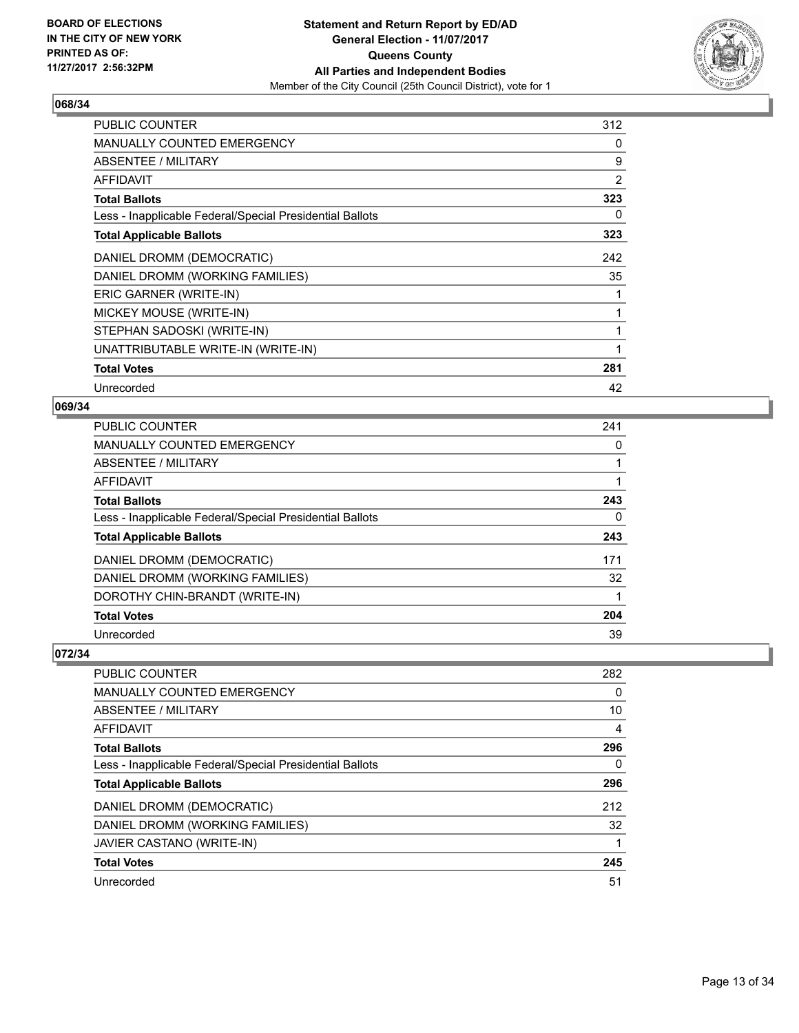BOARD OF ELECTIONS
IN THE CITY OF NEW YORK
PRINTED AS OF:
11/27/2017 2:56:32PM

**Statement and Return Report by ED/AD**
**General Election - 11/07/2017**
**Queens County**
**All Parties and Independent Bodies**
Member of the City Council (25th Council District), vote for 1

### 068/34

| | |
|---|---|
| PUBLIC COUNTER | 312 |
| MANUALLY COUNTED EMERGENCY | 0 |
| ABSENTEE / MILITARY | 9 |
| AFFIDAVIT | 2 |
| **Total Ballots** | **323** |
| Less - Inapplicable Federal/Special Presidential Ballots | 0 |
| **Total Applicable Ballots** | **323** |
| DANIEL DROMM (DEMOCRATIC) | 242 |
| DANIEL DROMM (WORKING FAMILIES) | 35 |
| ERIC GARNER (WRITE-IN) | 1 |
| MICKEY MOUSE (WRITE-IN) | 1 |
| STEPHAN SADOSKI (WRITE-IN) | 1 |
| UNATTRIBUTABLE WRITE-IN (WRITE-IN) | 1 |
| **Total Votes** | **281** |
| Unrecorded | 42 |

### 069/34

| | |
|---|---|
| PUBLIC COUNTER | 241 |
| MANUALLY COUNTED EMERGENCY | 0 |
| ABSENTEE / MILITARY | 1 |
| AFFIDAVIT | 1 |
| **Total Ballots** | **243** |
| Less - Inapplicable Federal/Special Presidential Ballots | 0 |
| **Total Applicable Ballots** | **243** |
| DANIEL DROMM (DEMOCRATIC) | 171 |
| DANIEL DROMM (WORKING FAMILIES) | 32 |
| DOROTHY CHIN-BRANDT (WRITE-IN) | 1 |
| **Total Votes** | **204** |
| Unrecorded | 39 |

### 072/34

| | |
|---|---|
| PUBLIC COUNTER | 282 |
| MANUALLY COUNTED EMERGENCY | 0 |
| ABSENTEE / MILITARY | 10 |
| AFFIDAVIT | 4 |
| **Total Ballots** | **296** |
| Less - Inapplicable Federal/Special Presidential Ballots | 0 |
| **Total Applicable Ballots** | **296** |
| DANIEL DROMM (DEMOCRATIC) | 212 |
| DANIEL DROMM (WORKING FAMILIES) | 32 |
| JAVIER CASTANO (WRITE-IN) | 1 |
| **Total Votes** | **245** |
| Unrecorded | 51 |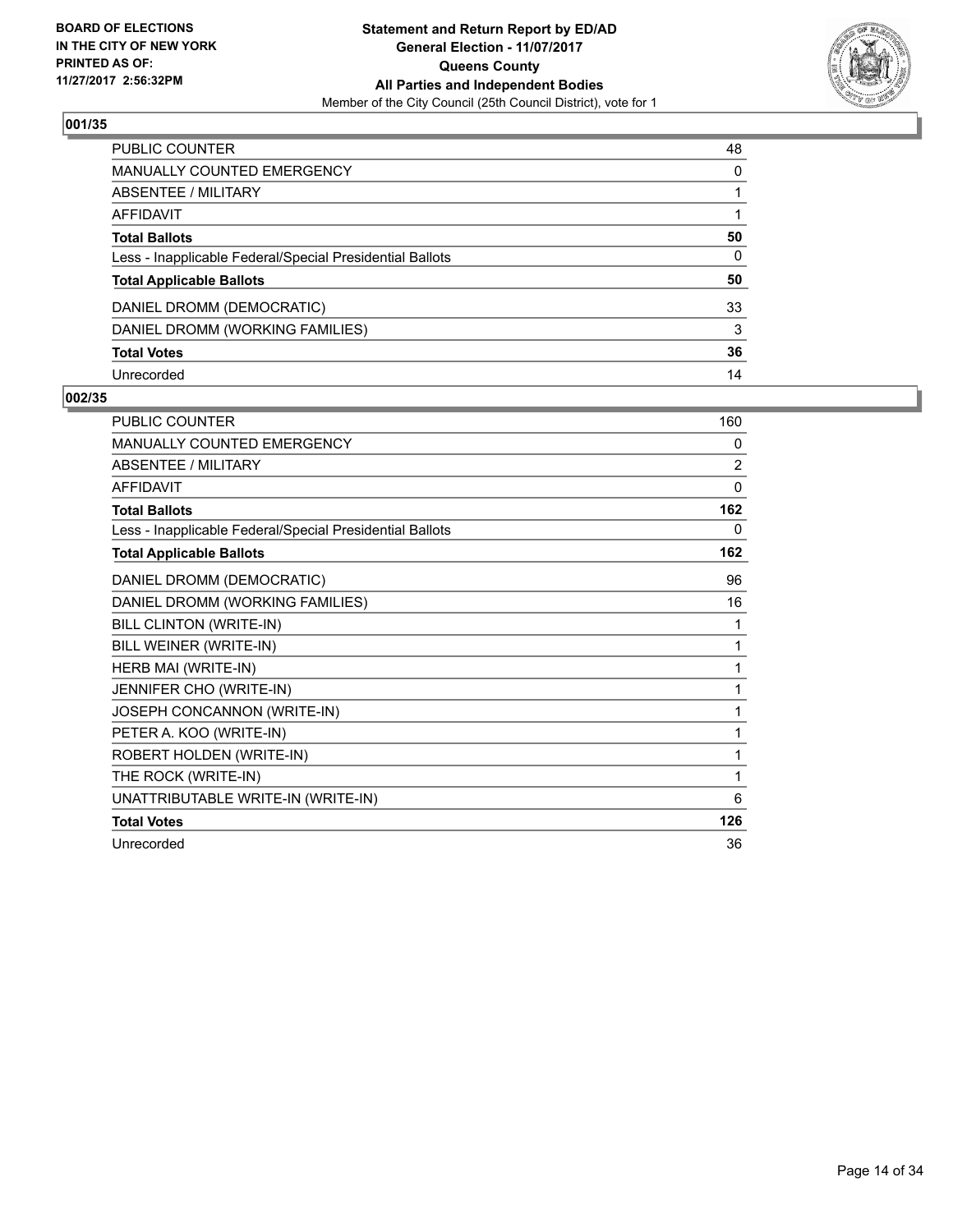BOARD OF ELECTIONS
IN THE CITY OF NEW YORK
PRINTED AS OF:
11/27/2017 2:56:32PM

**Statement and Return Report by ED/AD**
**General Election - 11/07/2017**
**Queens County**
**All Parties and Independent Bodies**
Member of the City Council (25th Council District), vote for 1

### 001/35

| | |
|---|---|
| PUBLIC COUNTER | 48 |
| MANUALLY COUNTED EMERGENCY | 0 |
| ABSENTEE / MILITARY | 1 |
| AFFIDAVIT | 1 |
| **Total Ballots** | **50** |
| Less - Inapplicable Federal/Special Presidential Ballots | 0 |
| **Total Applicable Ballots** | **50** |
| DANIEL DROMM (DEMOCRATIC) | 33 |
| DANIEL DROMM (WORKING FAMILIES) | 3 |
| **Total Votes** | **36** |
| Unrecorded | 14 |

### 002/35

| | |
|---|---|
| PUBLIC COUNTER | 160 |
| MANUALLY COUNTED EMERGENCY | 0 |
| ABSENTEE / MILITARY | 2 |
| AFFIDAVIT | 0 |
| **Total Ballots** | **162** |
| Less - Inapplicable Federal/Special Presidential Ballots | 0 |
| **Total Applicable Ballots** | **162** |
| DANIEL DROMM (DEMOCRATIC) | 96 |
| DANIEL DROMM (WORKING FAMILIES) | 16 |
| BILL CLINTON (WRITE-IN) | 1 |
| BILL WEINER (WRITE-IN) | 1 |
| HERB MAI (WRITE-IN) | 1 |
| JENNIFER CHO (WRITE-IN) | 1 |
| JOSEPH CONCANNON (WRITE-IN) | 1 |
| PETER A. KOO (WRITE-IN) | 1 |
| ROBERT HOLDEN (WRITE-IN) | 1 |
| THE ROCK (WRITE-IN) | 1 |
| UNATTRIBUTABLE WRITE-IN (WRITE-IN) | 6 |
| **Total Votes** | **126** |
| Unrecorded | 36 |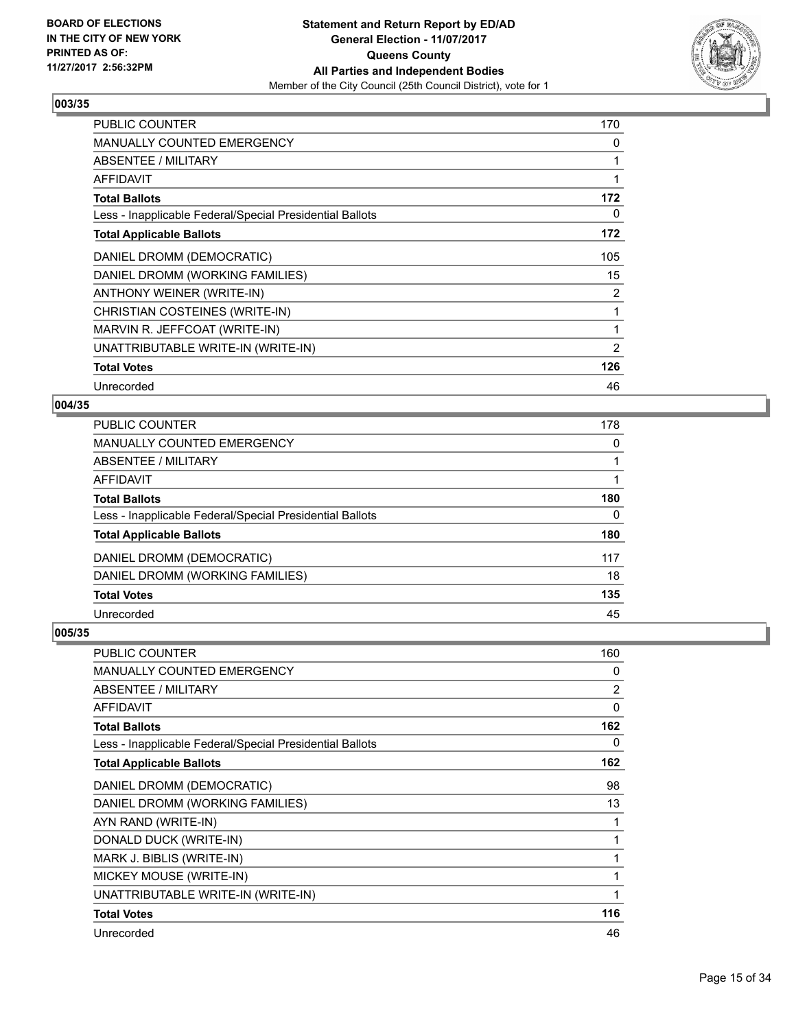BOARD OF ELECTIONS
IN THE CITY OF NEW YORK
PRINTED AS OF:
11/27/2017 2:56:32PM

**Statement and Return Report by ED/AD**
**General Election - 11/07/2017**
**Queens County**
**All Parties and Independent Bodies**
Member of the City Council (25th Council District), vote for 1

### 003/35

| | |
|---|---|
| PUBLIC COUNTER | 170 |
| MANUALLY COUNTED EMERGENCY | 0 |
| ABSENTEE / MILITARY | 1 |
| AFFIDAVIT | 1 |
| **Total Ballots** | **172** |
| Less - Inapplicable Federal/Special Presidential Ballots | 0 |
| **Total Applicable Ballots** | **172** |
| DANIEL DROMM (DEMOCRATIC) | 105 |
| DANIEL DROMM (WORKING FAMILIES) | 15 |
| ANTHONY WEINER (WRITE-IN) | 2 |
| CHRISTIAN COSTEINES (WRITE-IN) | 1 |
| MARVIN R. JEFFCOAT (WRITE-IN) | 1 |
| UNATTRIBUTABLE WRITE-IN (WRITE-IN) | 2 |
| **Total Votes** | **126** |
| Unrecorded | 46 |

### 004/35

| | |
|---|---|
| PUBLIC COUNTER | 178 |
| MANUALLY COUNTED EMERGENCY | 0 |
| ABSENTEE / MILITARY | 1 |
| AFFIDAVIT | 1 |
| **Total Ballots** | **180** |
| Less - Inapplicable Federal/Special Presidential Ballots | 0 |
| **Total Applicable Ballots** | **180** |
| DANIEL DROMM (DEMOCRATIC) | 117 |
| DANIEL DROMM (WORKING FAMILIES) | 18 |
| **Total Votes** | **135** |
| Unrecorded | 45 |

### 005/35

| | |
|---|---|
| PUBLIC COUNTER | 160 |
| MANUALLY COUNTED EMERGENCY | 0 |
| ABSENTEE / MILITARY | 2 |
| AFFIDAVIT | 0 |
| **Total Ballots** | **162** |
| Less - Inapplicable Federal/Special Presidential Ballots | 0 |
| **Total Applicable Ballots** | **162** |
| DANIEL DROMM (DEMOCRATIC) | 98 |
| DANIEL DROMM (WORKING FAMILIES) | 13 |
| AYN RAND (WRITE-IN) | 1 |
| DONALD DUCK (WRITE-IN) | 1 |
| MARK J. BIBLIS (WRITE-IN) | 1 |
| MICKEY MOUSE (WRITE-IN) | 1 |
| UNATTRIBUTABLE WRITE-IN (WRITE-IN) | 1 |
| **Total Votes** | **116** |
| Unrecorded | 46 |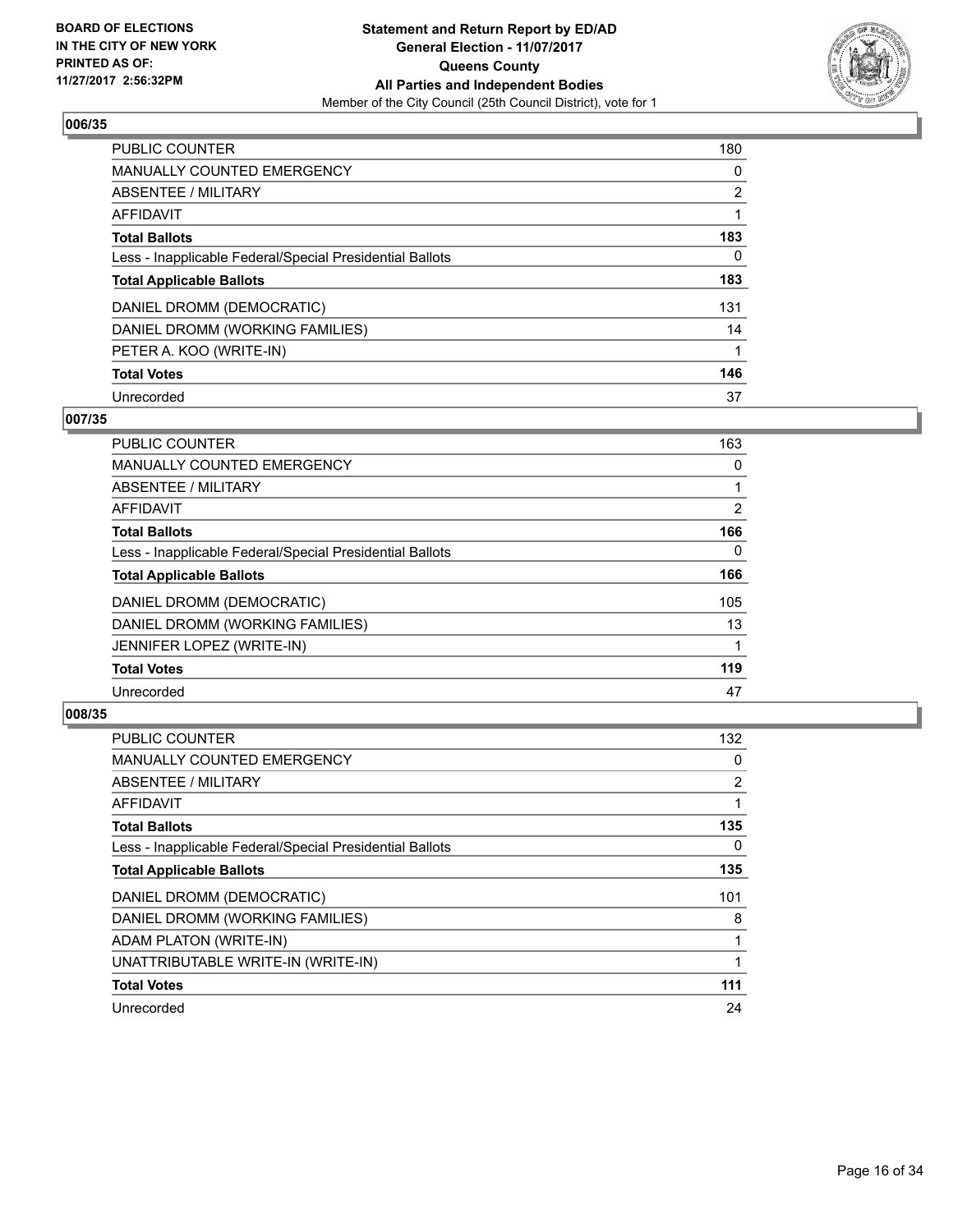BOARD OF ELECTIONS
IN THE CITY OF NEW YORK
PRINTED AS OF:
11/27/2017 2:56:32PM

**Statement and Return Report by ED/AD**
**General Election - 11/07/2017**
**Queens County**
**All Parties and Independent Bodies**
Member of the City Council (25th Council District), vote for 1

### 006/35

| | |
|---|---|
| PUBLIC COUNTER | 180 |
| MANUALLY COUNTED EMERGENCY | 0 |
| ABSENTEE / MILITARY | 2 |
| AFFIDAVIT | 1 |
| **Total Ballots** | **183** |
| Less - Inapplicable Federal/Special Presidential Ballots | 0 |
| **Total Applicable Ballots** | **183** |
| DANIEL DROMM (DEMOCRATIC) | 131 |
| DANIEL DROMM (WORKING FAMILIES) | 14 |
| PETER A. KOO (WRITE-IN) | 1 |
| **Total Votes** | **146** |
| Unrecorded | 37 |

### 007/35

| | |
|---|---|
| PUBLIC COUNTER | 163 |
| MANUALLY COUNTED EMERGENCY | 0 |
| ABSENTEE / MILITARY | 1 |
| AFFIDAVIT | 2 |
| **Total Ballots** | **166** |
| Less - Inapplicable Federal/Special Presidential Ballots | 0 |
| **Total Applicable Ballots** | **166** |
| DANIEL DROMM (DEMOCRATIC) | 105 |
| DANIEL DROMM (WORKING FAMILIES) | 13 |
| JENNIFER LOPEZ (WRITE-IN) | 1 |
| **Total Votes** | **119** |
| Unrecorded | 47 |

### 008/35

| | |
|---|---|
| PUBLIC COUNTER | 132 |
| MANUALLY COUNTED EMERGENCY | 0 |
| ABSENTEE / MILITARY | 2 |
| AFFIDAVIT | 1 |
| **Total Ballots** | **135** |
| Less - Inapplicable Federal/Special Presidential Ballots | 0 |
| **Total Applicable Ballots** | **135** |
| DANIEL DROMM (DEMOCRATIC) | 101 |
| DANIEL DROMM (WORKING FAMILIES) | 8 |
| ADAM PLATON (WRITE-IN) | 1 |
| UNATTRIBUTABLE WRITE-IN (WRITE-IN) | 1 |
| **Total Votes** | **111** |
| Unrecorded | 24 |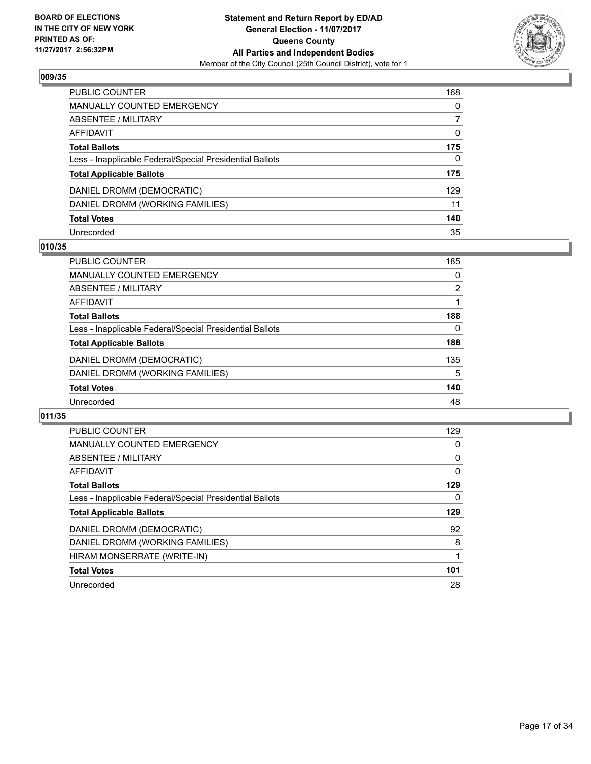BOARD OF ELECTIONS
IN THE CITY OF NEW YORK
PRINTED AS OF:
11/27/2017 2:56:32PM

**Statement and Return Report by ED/AD**
**General Election - 11/07/2017**
**Queens County**
**All Parties and Independent Bodies**
Member of the City Council (25th Council District), vote for 1

## 009/35

| | |
|---|---|
| PUBLIC COUNTER | 168 |
| MANUALLY COUNTED EMERGENCY | 0 |
| ABSENTEE / MILITARY | 7 |
| AFFIDAVIT | 0 |
| **Total Ballots** | **175** |
| Less - Inapplicable Federal/Special Presidential Ballots | 0 |
| **Total Applicable Ballots** | **175** |
| DANIEL DROMM (DEMOCRATIC) | 129 |
| DANIEL DROMM (WORKING FAMILIES) | 11 |
| **Total Votes** | **140** |
| Unrecorded | 35 |

## 010/35

| | |
|---|---|
| PUBLIC COUNTER | 185 |
| MANUALLY COUNTED EMERGENCY | 0 |
| ABSENTEE / MILITARY | 2 |
| AFFIDAVIT | 1 |
| **Total Ballots** | **188** |
| Less - Inapplicable Federal/Special Presidential Ballots | 0 |
| **Total Applicable Ballots** | **188** |
| DANIEL DROMM (DEMOCRATIC) | 135 |
| DANIEL DROMM (WORKING FAMILIES) | 5 |
| **Total Votes** | **140** |
| Unrecorded | 48 |

## 011/35

| | |
|---|---|
| PUBLIC COUNTER | 129 |
| MANUALLY COUNTED EMERGENCY | 0 |
| ABSENTEE / MILITARY | 0 |
| AFFIDAVIT | 0 |
| **Total Ballots** | **129** |
| Less - Inapplicable Federal/Special Presidential Ballots | 0 |
| **Total Applicable Ballots** | **129** |
| DANIEL DROMM (DEMOCRATIC) | 92 |
| DANIEL DROMM (WORKING FAMILIES) | 8 |
| HIRAM MONSERRATE (WRITE-IN) | 1 |
| **Total Votes** | **101** |
| Unrecorded | 28 |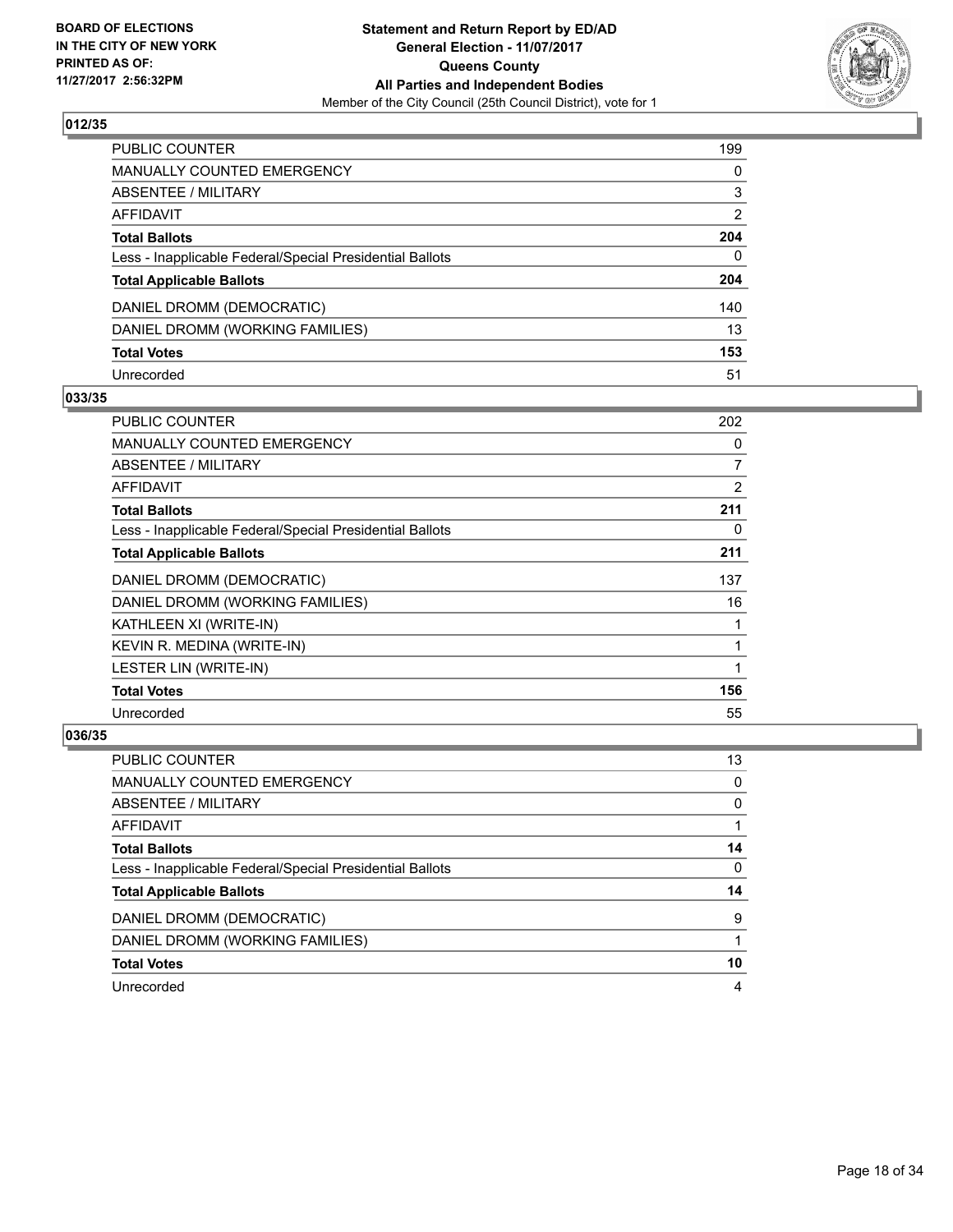**BOARD OF ELECTIONS**
**IN THE CITY OF NEW YORK**
**PRINTED AS OF:**
**11/27/2017 2:56:32PM**

**Statement and Return Report by ED/AD**
**General Election - 11/07/2017**
**Queens County**
**All Parties and Independent Bodies**
Member of the City Council (25th Council District), vote for 1

## 012/35

| | |
|---|---|
| PUBLIC COUNTER | 199 |
| MANUALLY COUNTED EMERGENCY | 0 |
| ABSENTEE / MILITARY | 3 |
| AFFIDAVIT | 2 |
| **Total Ballots** | **204** |
| Less - Inapplicable Federal/Special Presidential Ballots | 0 |
| **Total Applicable Ballots** | **204** |
| DANIEL DROMM (DEMOCRATIC) | 140 |
| DANIEL DROMM (WORKING FAMILIES) | 13 |
| **Total Votes** | **153** |
| Unrecorded | 51 |

## 033/35

| | |
|---|---|
| PUBLIC COUNTER | 202 |
| MANUALLY COUNTED EMERGENCY | 0 |
| ABSENTEE / MILITARY | 7 |
| AFFIDAVIT | 2 |
| **Total Ballots** | **211** |
| Less - Inapplicable Federal/Special Presidential Ballots | 0 |
| **Total Applicable Ballots** | **211** |
| DANIEL DROMM (DEMOCRATIC) | 137 |
| DANIEL DROMM (WORKING FAMILIES) | 16 |
| KATHLEEN XI (WRITE-IN) | 1 |
| KEVIN R. MEDINA (WRITE-IN) | 1 |
| LESTER LIN (WRITE-IN) | 1 |
| **Total Votes** | **156** |
| Unrecorded | 55 |

## 036/35

| | |
|---|---|
| PUBLIC COUNTER | 13 |
| MANUALLY COUNTED EMERGENCY | 0 |
| ABSENTEE / MILITARY | 0 |
| AFFIDAVIT | 1 |
| **Total Ballots** | **14** |
| Less - Inapplicable Federal/Special Presidential Ballots | 0 |
| **Total Applicable Ballots** | **14** |
| DANIEL DROMM (DEMOCRATIC) | 9 |
| DANIEL DROMM (WORKING FAMILIES) | 1 |
| **Total Votes** | **10** |
| Unrecorded | 4 |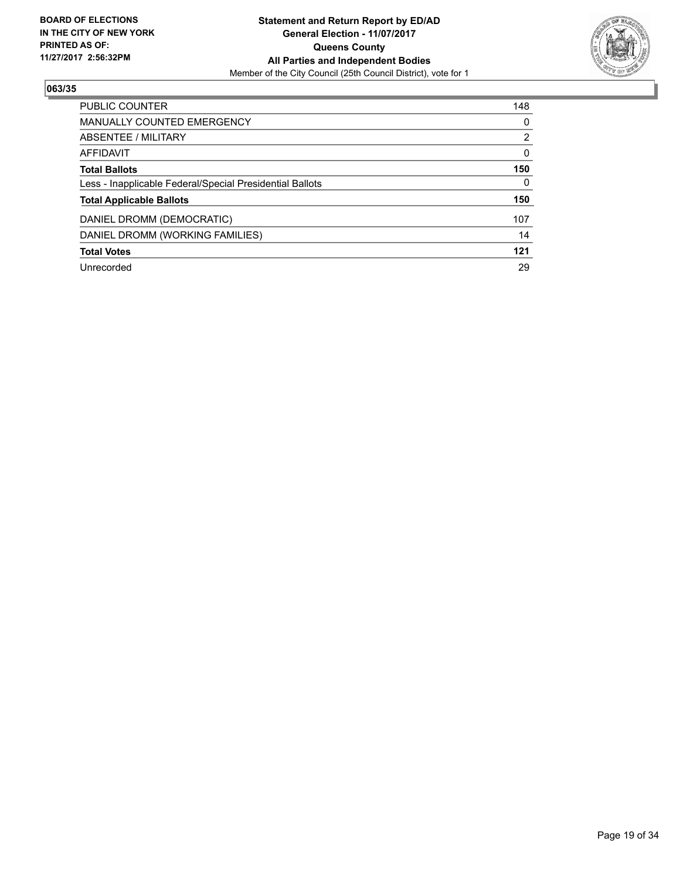**BOARD OF ELECTIONS IN THE CITY OF NEW YORK PRINTED AS OF: 11/27/2017 2:56:32PM**

**Statement and Return Report by ED/AD**
**General Election - 11/07/2017**
**Queens County**
**All Parties and Independent Bodies**
Member of the City Council (25th Council District), vote for 1

## 063/35

| | |
|---|---|
| PUBLIC COUNTER | 148 |
| MANUALLY COUNTED EMERGENCY | 0 |
| ABSENTEE / MILITARY | 2 |
| AFFIDAVIT | 0 |
| **Total Ballots** | **150** |
| Less - Inapplicable Federal/Special Presidential Ballots | 0 |
| **Total Applicable Ballots** | **150** |
| DANIEL DROMM (DEMOCRATIC) | 107 |
| DANIEL DROMM (WORKING FAMILIES) | 14 |
| **Total Votes** | **121** |
| Unrecorded | 29 |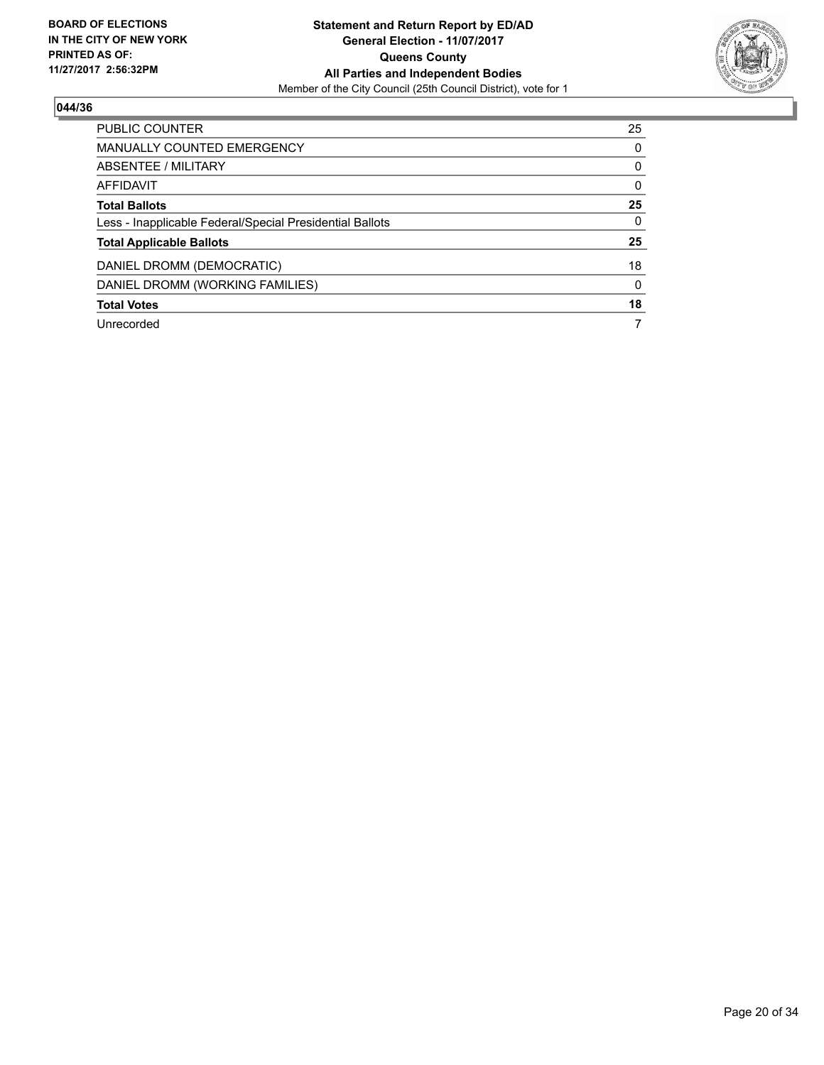**BOARD OF ELECTIONS IN THE CITY OF NEW YORK PRINTED AS OF: 11/27/2017 2:56:32PM**

**Statement and Return Report by ED/AD**
**General Election - 11/07/2017**
**Queens County**
**All Parties and Independent Bodies**
Member of the City Council (25th Council District), vote for 1

## 044/36

| | |
|---|---|
| PUBLIC COUNTER | 25 |
| MANUALLY COUNTED EMERGENCY | 0 |
| ABSENTEE / MILITARY | 0 |
| AFFIDAVIT | 0 |
| **Total Ballots** | **25** |
| Less - Inapplicable Federal/Special Presidential Ballots | 0 |
| **Total Applicable Ballots** | **25** |
| DANIEL DROMM (DEMOCRATIC) | 18 |
| DANIEL DROMM (WORKING FAMILIES) | 0 |
| **Total Votes** | **18** |
| Unrecorded | 7 |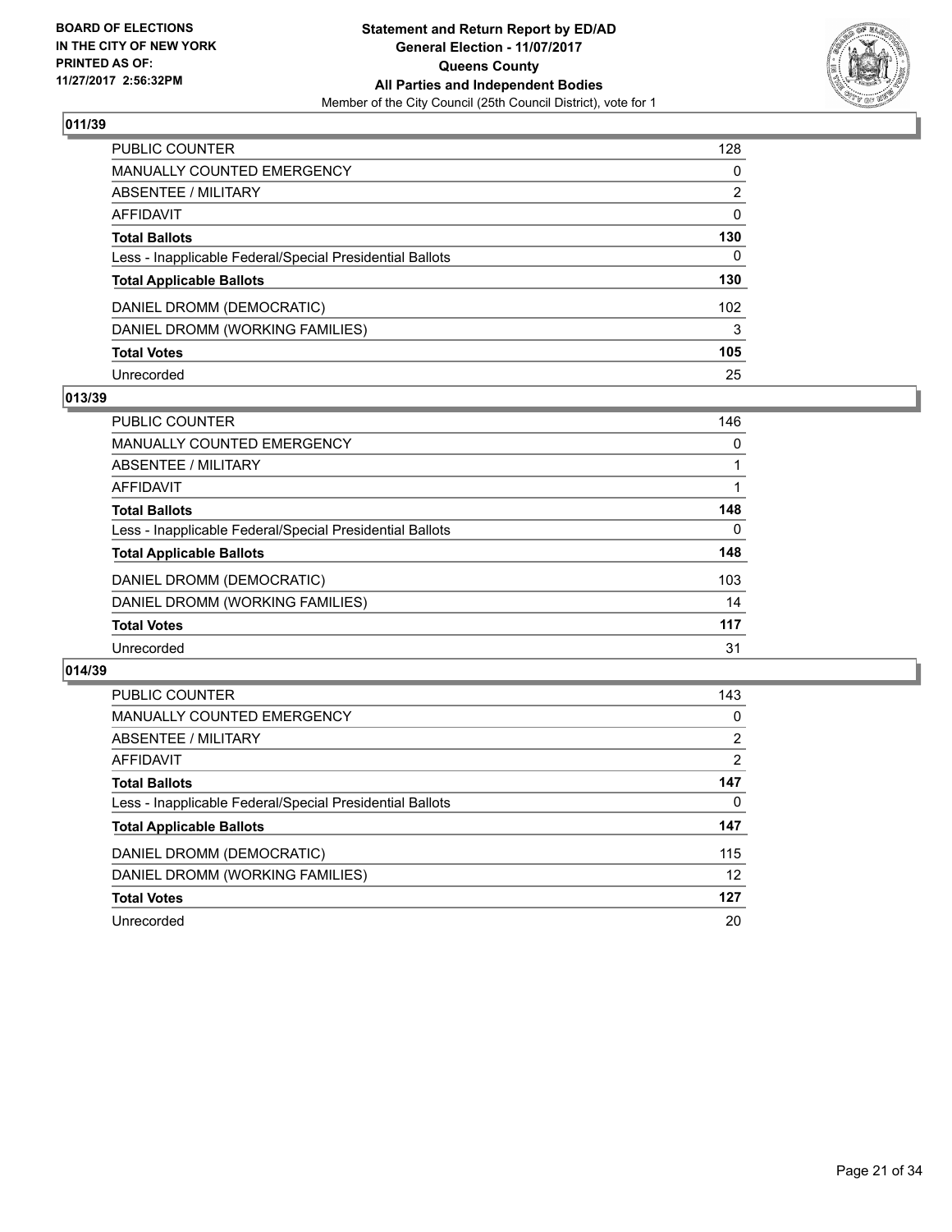BOARD OF ELECTIONS
IN THE CITY OF NEW YORK
PRINTED AS OF:
11/27/2017 2:56:32PM

**Statement and Return Report by ED/AD**
**General Election - 11/07/2017**
**Queens County**
**All Parties and Independent Bodies**
Member of the City Council (25th Council District), vote for 1

## 011/39

| | |
|---|---|
| PUBLIC COUNTER | 128 |
| MANUALLY COUNTED EMERGENCY | 0 |
| ABSENTEE / MILITARY | 2 |
| AFFIDAVIT | 0 |
| **Total Ballots** | **130** |
| Less - Inapplicable Federal/Special Presidential Ballots | 0 |
| **Total Applicable Ballots** | **130** |
| DANIEL DROMM (DEMOCRATIC) | 102 |
| DANIEL DROMM (WORKING FAMILIES) | 3 |
| **Total Votes** | **105** |
| Unrecorded | 25 |

## 013/39

| | |
|---|---|
| PUBLIC COUNTER | 146 |
| MANUALLY COUNTED EMERGENCY | 0 |
| ABSENTEE / MILITARY | 1 |
| AFFIDAVIT | 1 |
| **Total Ballots** | **148** |
| Less - Inapplicable Federal/Special Presidential Ballots | 0 |
| **Total Applicable Ballots** | **148** |
| DANIEL DROMM (DEMOCRATIC) | 103 |
| DANIEL DROMM (WORKING FAMILIES) | 14 |
| **Total Votes** | **117** |
| Unrecorded | 31 |

## 014/39

| | |
|---|---|
| PUBLIC COUNTER | 143 |
| MANUALLY COUNTED EMERGENCY | 0 |
| ABSENTEE / MILITARY | 2 |
| AFFIDAVIT | 2 |
| **Total Ballots** | **147** |
| Less - Inapplicable Federal/Special Presidential Ballots | 0 |
| **Total Applicable Ballots** | **147** |
| DANIEL DROMM (DEMOCRATIC) | 115 |
| DANIEL DROMM (WORKING FAMILIES) | 12 |
| **Total Votes** | **127** |
| Unrecorded | 20 |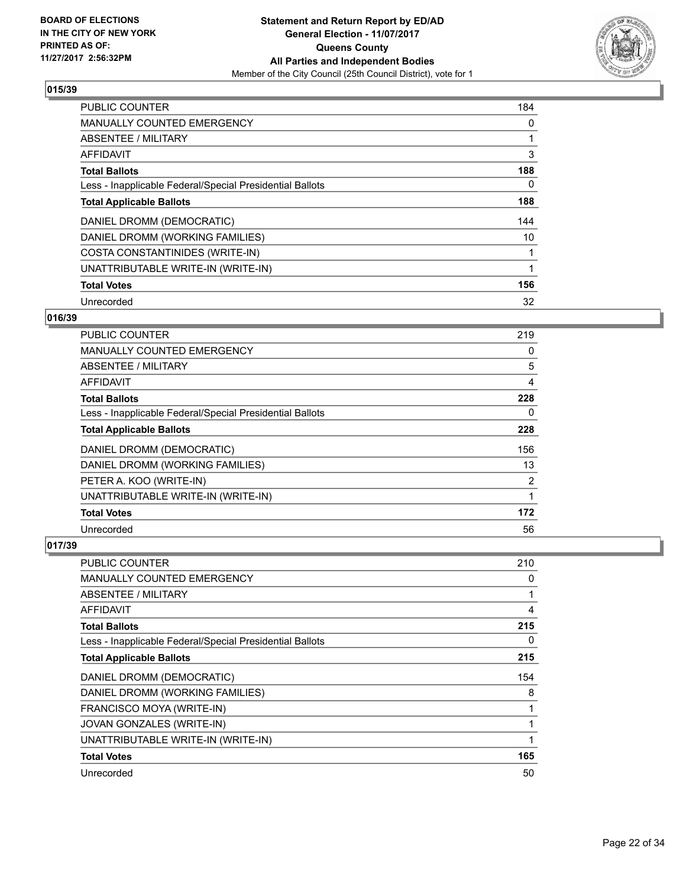**Statement and Return Report by ED/AD**
**General Election - 11/07/2017**
**Queens County**
**All Parties and Independent Bodies**
Member of the City Council (25th Council District), vote for 1

BOARD OF ELECTIONS
IN THE CITY OF NEW YORK
PRINTED AS OF:
11/27/2017 2:56:32PM

### 015/39

| | |
|---|---|
| PUBLIC COUNTER | 184 |
| MANUALLY COUNTED EMERGENCY | 0 |
| ABSENTEE / MILITARY | 1 |
| AFFIDAVIT | 3 |
| **Total Ballots** | **188** |
| Less - Inapplicable Federal/Special Presidential Ballots | 0 |
| **Total Applicable Ballots** | **188** |
| DANIEL DROMM (DEMOCRATIC) | 144 |
| DANIEL DROMM (WORKING FAMILIES) | 10 |
| COSTA CONSTANTINIDES (WRITE-IN) | 1 |
| UNATTRIBUTABLE WRITE-IN (WRITE-IN) | 1 |
| **Total Votes** | **156** |
| Unrecorded | 32 |

### 016/39

| | |
|---|---|
| PUBLIC COUNTER | 219 |
| MANUALLY COUNTED EMERGENCY | 0 |
| ABSENTEE / MILITARY | 5 |
| AFFIDAVIT | 4 |
| **Total Ballots** | **228** |
| Less - Inapplicable Federal/Special Presidential Ballots | 0 |
| **Total Applicable Ballots** | **228** |
| DANIEL DROMM (DEMOCRATIC) | 156 |
| DANIEL DROMM (WORKING FAMILIES) | 13 |
| PETER A. KOO (WRITE-IN) | 2 |
| UNATTRIBUTABLE WRITE-IN (WRITE-IN) | 1 |
| **Total Votes** | **172** |
| Unrecorded | 56 |

### 017/39

| | |
|---|---|
| PUBLIC COUNTER | 210 |
| MANUALLY COUNTED EMERGENCY | 0 |
| ABSENTEE / MILITARY | 1 |
| AFFIDAVIT | 4 |
| **Total Ballots** | **215** |
| Less - Inapplicable Federal/Special Presidential Ballots | 0 |
| **Total Applicable Ballots** | **215** |
| DANIEL DROMM (DEMOCRATIC) | 154 |
| DANIEL DROMM (WORKING FAMILIES) | 8 |
| FRANCISCO MOYA (WRITE-IN) | 1 |
| JOVAN GONZALES (WRITE-IN) | 1 |
| UNATTRIBUTABLE WRITE-IN (WRITE-IN) | 1 |
| **Total Votes** | **165** |
| Unrecorded | 50 |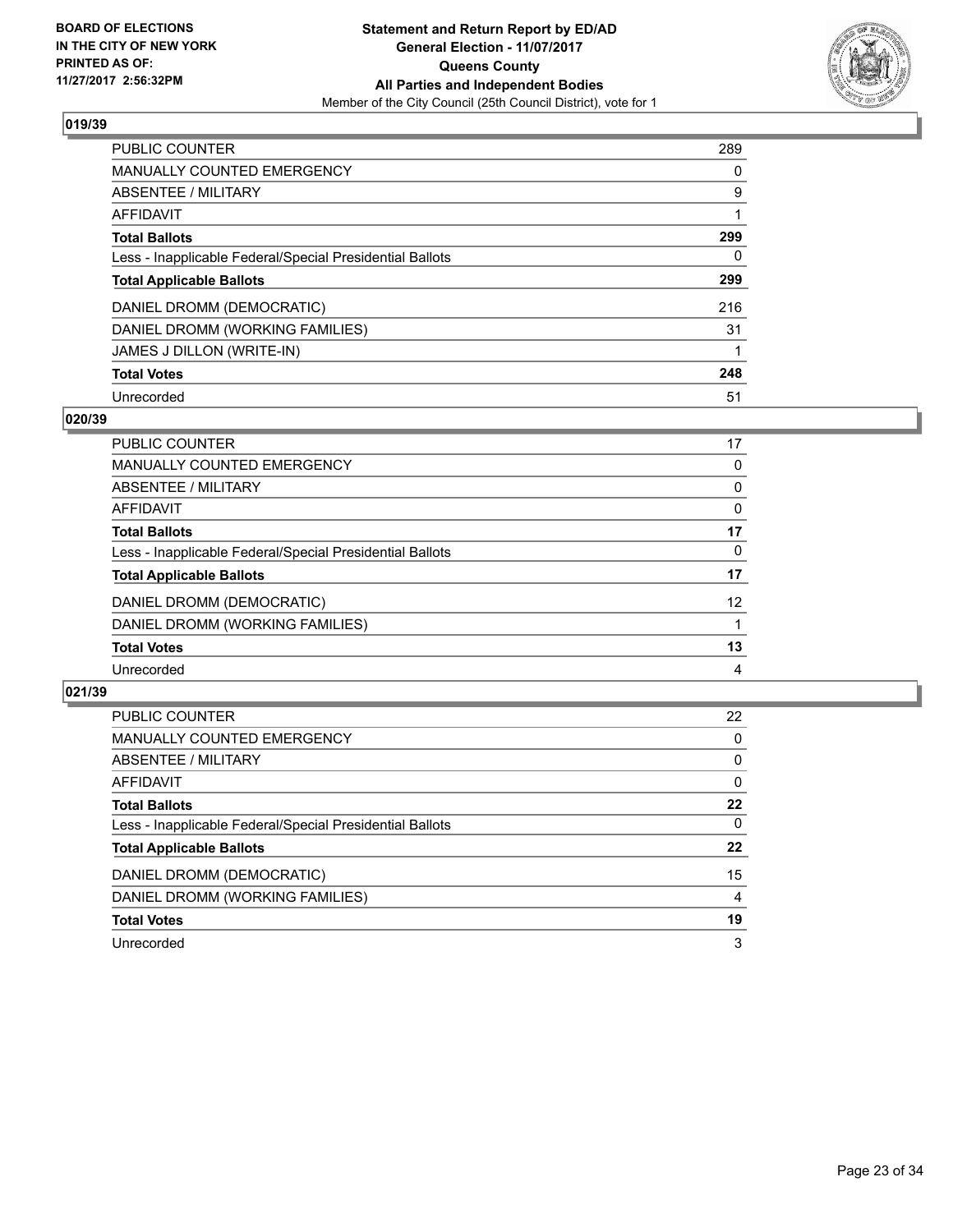BOARD OF ELECTIONS
IN THE CITY OF NEW YORK
PRINTED AS OF:
11/27/2017 2:56:32PM

**Statement and Return Report by ED/AD**
**General Election - 11/07/2017**
**Queens County**
**All Parties and Independent Bodies**
Member of the City Council (25th Council District), vote for 1

## 019/39

| | |
|---|---|
| PUBLIC COUNTER | 289 |
| MANUALLY COUNTED EMERGENCY | 0 |
| ABSENTEE / MILITARY | 9 |
| AFFIDAVIT | 1 |
| **Total Ballots** | **299** |
| Less - Inapplicable Federal/Special Presidential Ballots | 0 |
| **Total Applicable Ballots** | **299** |
| DANIEL DROMM (DEMOCRATIC) | 216 |
| DANIEL DROMM (WORKING FAMILIES) | 31 |
| JAMES J DILLON (WRITE-IN) | 1 |
| **Total Votes** | **248** |
| Unrecorded | 51 |

## 020/39

| | |
|---|---|
| PUBLIC COUNTER | 17 |
| MANUALLY COUNTED EMERGENCY | 0 |
| ABSENTEE / MILITARY | 0 |
| AFFIDAVIT | 0 |
| **Total Ballots** | **17** |
| Less - Inapplicable Federal/Special Presidential Ballots | 0 |
| **Total Applicable Ballots** | **17** |
| DANIEL DROMM (DEMOCRATIC) | 12 |
| DANIEL DROMM (WORKING FAMILIES) | 1 |
| **Total Votes** | **13** |
| Unrecorded | 4 |

## 021/39

| | |
|---|---|
| PUBLIC COUNTER | 22 |
| MANUALLY COUNTED EMERGENCY | 0 |
| ABSENTEE / MILITARY | 0 |
| AFFIDAVIT | 0 |
| **Total Ballots** | **22** |
| Less - Inapplicable Federal/Special Presidential Ballots | 0 |
| **Total Applicable Ballots** | **22** |
| DANIEL DROMM (DEMOCRATIC) | 15 |
| DANIEL DROMM (WORKING FAMILIES) | 4 |
| **Total Votes** | **19** |
| Unrecorded | 3 |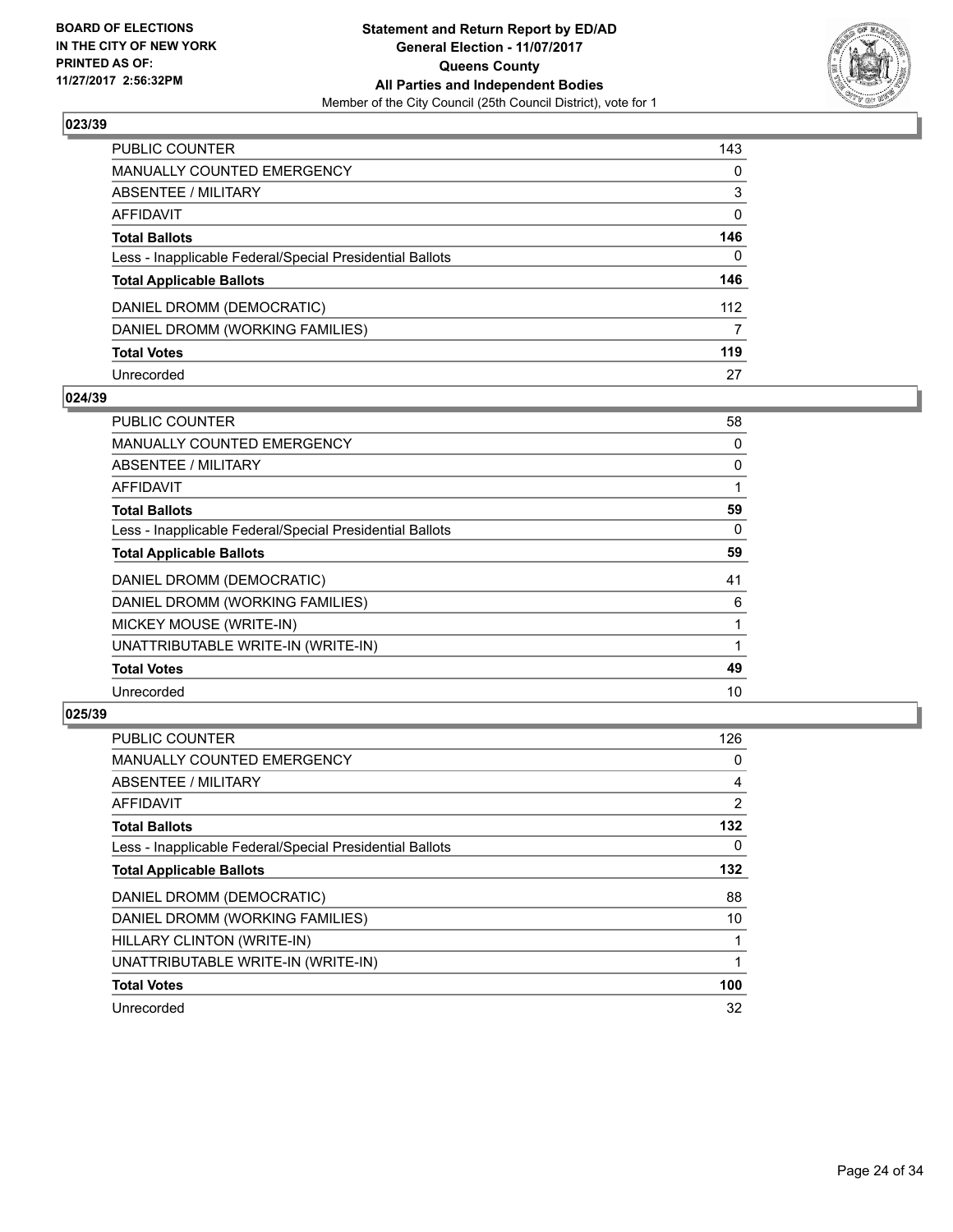**BOARD OF ELECTIONS IN THE CITY OF NEW YORK PRINTED AS OF: 11/27/2017 2:56:32PM**

**Statement and Return Report by ED/AD**
**General Election - 11/07/2017**
**Queens County**
**All Parties and Independent Bodies**
Member of the City Council (25th Council District), vote for 1

## 023/39

| | |
|---|---|
| PUBLIC COUNTER | 143 |
| MANUALLY COUNTED EMERGENCY | 0 |
| ABSENTEE / MILITARY | 3 |
| AFFIDAVIT | 0 |
| **Total Ballots** | **146** |
| Less - Inapplicable Federal/Special Presidential Ballots | 0 |
| **Total Applicable Ballots** | **146** |
| DANIEL DROMM (DEMOCRATIC) | 112 |
| DANIEL DROMM (WORKING FAMILIES) | 7 |
| **Total Votes** | **119** |
| Unrecorded | 27 |

## 024/39

| | |
|---|---|
| PUBLIC COUNTER | 58 |
| MANUALLY COUNTED EMERGENCY | 0 |
| ABSENTEE / MILITARY | 0 |
| AFFIDAVIT | 1 |
| **Total Ballots** | **59** |
| Less - Inapplicable Federal/Special Presidential Ballots | 0 |
| **Total Applicable Ballots** | **59** |
| DANIEL DROMM (DEMOCRATIC) | 41 |
| DANIEL DROMM (WORKING FAMILIES) | 6 |
| MICKEY MOUSE (WRITE-IN) | 1 |
| UNATTRIBUTABLE WRITE-IN (WRITE-IN) | 1 |
| **Total Votes** | **49** |
| Unrecorded | 10 |

## 025/39

| | |
|---|---|
| PUBLIC COUNTER | 126 |
| MANUALLY COUNTED EMERGENCY | 0 |
| ABSENTEE / MILITARY | 4 |
| AFFIDAVIT | 2 |
| **Total Ballots** | **132** |
| Less - Inapplicable Federal/Special Presidential Ballots | 0 |
| **Total Applicable Ballots** | **132** |
| DANIEL DROMM (DEMOCRATIC) | 88 |
| DANIEL DROMM (WORKING FAMILIES) | 10 |
| HILLARY CLINTON (WRITE-IN) | 1 |
| UNATTRIBUTABLE WRITE-IN (WRITE-IN) | 1 |
| **Total Votes** | **100** |
| Unrecorded | 32 |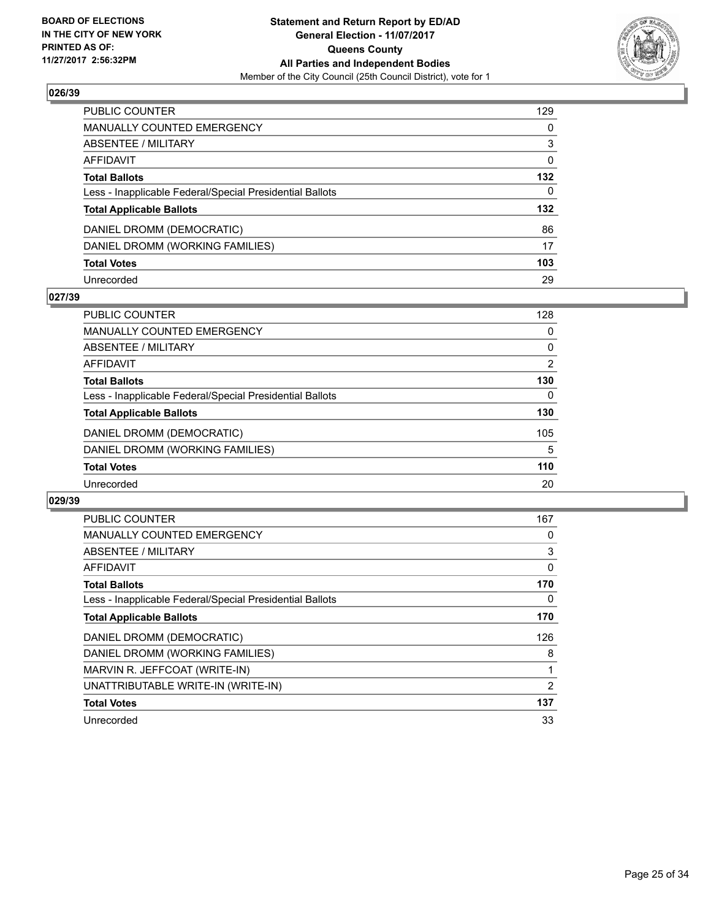BOARD OF ELECTIONS
IN THE CITY OF NEW YORK
PRINTED AS OF:
11/27/2017 2:56:32PM

**Statement and Return Report by ED/AD**
**General Election - 11/07/2017**
**Queens County**
**All Parties and Independent Bodies**
Member of the City Council (25th Council District), vote for 1

## 026/39

| | |
|---|---|
| PUBLIC COUNTER | 129 |
| MANUALLY COUNTED EMERGENCY | 0 |
| ABSENTEE / MILITARY | 3 |
| AFFIDAVIT | 0 |
| **Total Ballots** | **132** |
| Less - Inapplicable Federal/Special Presidential Ballots | 0 |
| **Total Applicable Ballots** | **132** |
| DANIEL DROMM (DEMOCRATIC) | 86 |
| DANIEL DROMM (WORKING FAMILIES) | 17 |
| **Total Votes** | **103** |
| Unrecorded | 29 |

## 027/39

| | |
|---|---|
| PUBLIC COUNTER | 128 |
| MANUALLY COUNTED EMERGENCY | 0 |
| ABSENTEE / MILITARY | 0 |
| AFFIDAVIT | 2 |
| **Total Ballots** | **130** |
| Less - Inapplicable Federal/Special Presidential Ballots | 0 |
| **Total Applicable Ballots** | **130** |
| DANIEL DROMM (DEMOCRATIC) | 105 |
| DANIEL DROMM (WORKING FAMILIES) | 5 |
| **Total Votes** | **110** |
| Unrecorded | 20 |

## 029/39

| | |
|---|---|
| PUBLIC COUNTER | 167 |
| MANUALLY COUNTED EMERGENCY | 0 |
| ABSENTEE / MILITARY | 3 |
| AFFIDAVIT | 0 |
| **Total Ballots** | **170** |
| Less - Inapplicable Federal/Special Presidential Ballots | 0 |
| **Total Applicable Ballots** | **170** |
| DANIEL DROMM (DEMOCRATIC) | 126 |
| DANIEL DROMM (WORKING FAMILIES) | 8 |
| MARVIN R. JEFFCOAT (WRITE-IN) | 1 |
| UNATTRIBUTABLE WRITE-IN (WRITE-IN) | 2 |
| **Total Votes** | **137** |
| Unrecorded | 33 |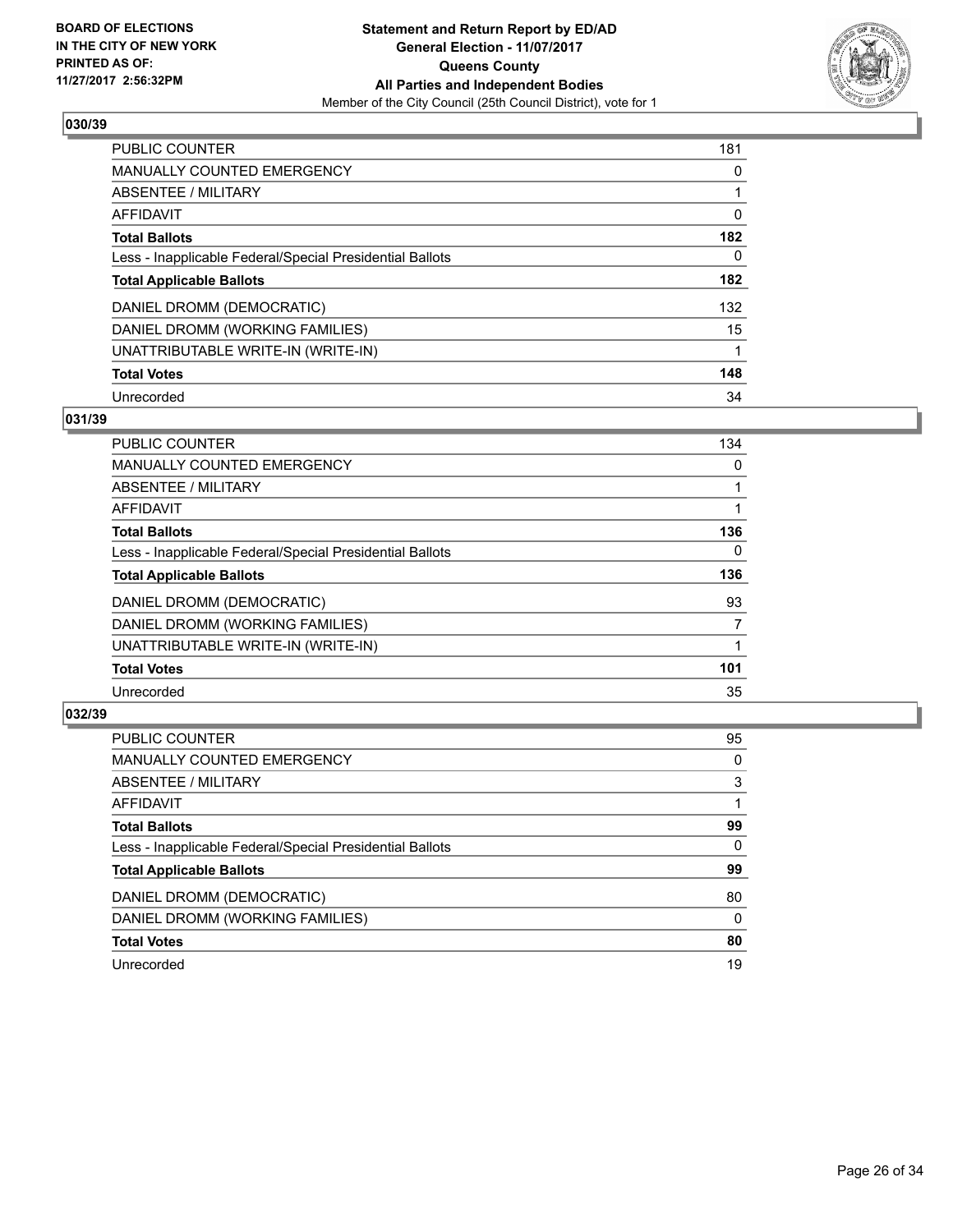BOARD OF ELECTIONS
IN THE CITY OF NEW YORK
PRINTED AS OF:
11/27/2017 2:56:32PM

**Statement and Return Report by ED/AD**
**General Election - 11/07/2017**
**Queens County**
**All Parties and Independent Bodies**
Member of the City Council (25th Council District), vote for 1

### 030/39

| | |
|---|---|
| PUBLIC COUNTER | 181 |
| MANUALLY COUNTED EMERGENCY | 0 |
| ABSENTEE / MILITARY | 1 |
| AFFIDAVIT | 0 |
| **Total Ballots** | **182** |
| Less - Inapplicable Federal/Special Presidential Ballots | 0 |
| **Total Applicable Ballots** | **182** |
| DANIEL DROMM (DEMOCRATIC) | 132 |
| DANIEL DROMM (WORKING FAMILIES) | 15 |
| UNATTRIBUTABLE WRITE-IN (WRITE-IN) | 1 |
| **Total Votes** | **148** |
| Unrecorded | 34 |

### 031/39

| | |
|---|---|
| PUBLIC COUNTER | 134 |
| MANUALLY COUNTED EMERGENCY | 0 |
| ABSENTEE / MILITARY | 1 |
| AFFIDAVIT | 1 |
| **Total Ballots** | **136** |
| Less - Inapplicable Federal/Special Presidential Ballots | 0 |
| **Total Applicable Ballots** | **136** |
| DANIEL DROMM (DEMOCRATIC) | 93 |
| DANIEL DROMM (WORKING FAMILIES) | 7 |
| UNATTRIBUTABLE WRITE-IN (WRITE-IN) | 1 |
| **Total Votes** | **101** |
| Unrecorded | 35 |

### 032/39

| | |
|---|---|
| PUBLIC COUNTER | 95 |
| MANUALLY COUNTED EMERGENCY | 0 |
| ABSENTEE / MILITARY | 3 |
| AFFIDAVIT | 1 |
| **Total Ballots** | **99** |
| Less - Inapplicable Federal/Special Presidential Ballots | 0 |
| **Total Applicable Ballots** | **99** |
| DANIEL DROMM (DEMOCRATIC) | 80 |
| DANIEL DROMM (WORKING FAMILIES) | 0 |
| **Total Votes** | **80** |
| Unrecorded | 19 |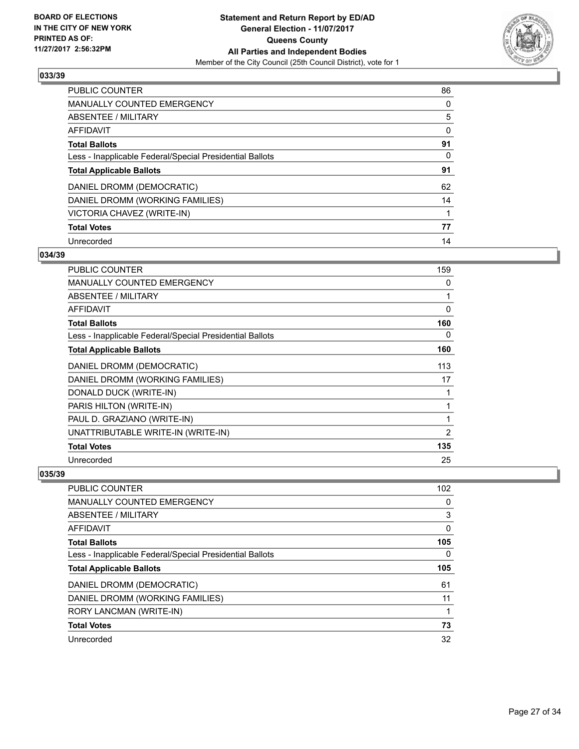## 033/39

| | |
|---|---|
| PUBLIC COUNTER | 86 |
| MANUALLY COUNTED EMERGENCY | 0 |
| ABSENTEE / MILITARY | 5 |
| AFFIDAVIT | 0 |
| **Total Ballots** | **91** |
| Less - Inapplicable Federal/Special Presidential Ballots | 0 |
| **Total Applicable Ballots** | **91** |
| DANIEL DROMM (DEMOCRATIC) | 62 |
| DANIEL DROMM (WORKING FAMILIES) | 14 |
| VICTORIA CHAVEZ (WRITE-IN) | 1 |
| **Total Votes** | **77** |
| Unrecorded | 14 |

## 034/39

| | |
|---|---|
| PUBLIC COUNTER | 159 |
| MANUALLY COUNTED EMERGENCY | 0 |
| ABSENTEE / MILITARY | 1 |
| AFFIDAVIT | 0 |
| **Total Ballots** | **160** |
| Less - Inapplicable Federal/Special Presidential Ballots | 0 |
| **Total Applicable Ballots** | **160** |
| DANIEL DROMM (DEMOCRATIC) | 113 |
| DANIEL DROMM (WORKING FAMILIES) | 17 |
| DONALD DUCK (WRITE-IN) | 1 |
| PARIS HILTON (WRITE-IN) | 1 |
| PAUL D. GRAZIANO (WRITE-IN) | 1 |
| UNATTRIBUTABLE WRITE-IN (WRITE-IN) | 2 |
| **Total Votes** | **135** |
| Unrecorded | 25 |

## 035/39

| | |
|---|---|
| PUBLIC COUNTER | 102 |
| MANUALLY COUNTED EMERGENCY | 0 |
| ABSENTEE / MILITARY | 3 |
| AFFIDAVIT | 0 |
| **Total Ballots** | **105** |
| Less - Inapplicable Federal/Special Presidential Ballots | 0 |
| **Total Applicable Ballots** | **105** |
| DANIEL DROMM (DEMOCRATIC) | 61 |
| DANIEL DROMM (WORKING FAMILIES) | 11 |
| RORY LANCMAN (WRITE-IN) | 1 |
| **Total Votes** | **73** |
| Unrecorded | 32 |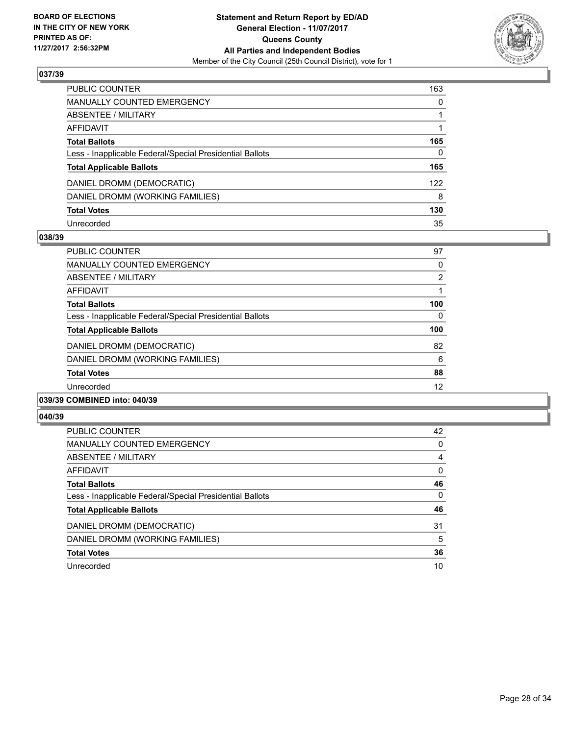### 037/39

| | |
|---|---|
| PUBLIC COUNTER | 163 |
| MANUALLY COUNTED EMERGENCY | 0 |
| ABSENTEE / MILITARY | 1 |
| AFFIDAVIT | 1 |
| **Total Ballots** | **165** |
| Less - Inapplicable Federal/Special Presidential Ballots | 0 |
| **Total Applicable Ballots** | **165** |
| DANIEL DROMM (DEMOCRATIC) | 122 |
| DANIEL DROMM (WORKING FAMILIES) | 8 |
| **Total Votes** | **130** |
| Unrecorded | 35 |

### 038/39

| | |
|---|---|
| PUBLIC COUNTER | 97 |
| MANUALLY COUNTED EMERGENCY | 0 |
| ABSENTEE / MILITARY | 2 |
| AFFIDAVIT | 1 |
| **Total Ballots** | **100** |
| Less - Inapplicable Federal/Special Presidential Ballots | 0 |
| **Total Applicable Ballots** | **100** |
| DANIEL DROMM (DEMOCRATIC) | 82 |
| DANIEL DROMM (WORKING FAMILIES) | 6 |
| **Total Votes** | **88** |
| Unrecorded | 12 |

### 039/39 COMBINED into: 040/39

### 040/39

| | |
|---|---|
| PUBLIC COUNTER | 42 |
| MANUALLY COUNTED EMERGENCY | 0 |
| ABSENTEE / MILITARY | 4 |
| AFFIDAVIT | 0 |
| **Total Ballots** | **46** |
| Less - Inapplicable Federal/Special Presidential Ballots | 0 |
| **Total Applicable Ballots** | **46** |
| DANIEL DROMM (DEMOCRATIC) | 31 |
| DANIEL DROMM (WORKING FAMILIES) | 5 |
| **Total Votes** | **36** |
| Unrecorded | 10 |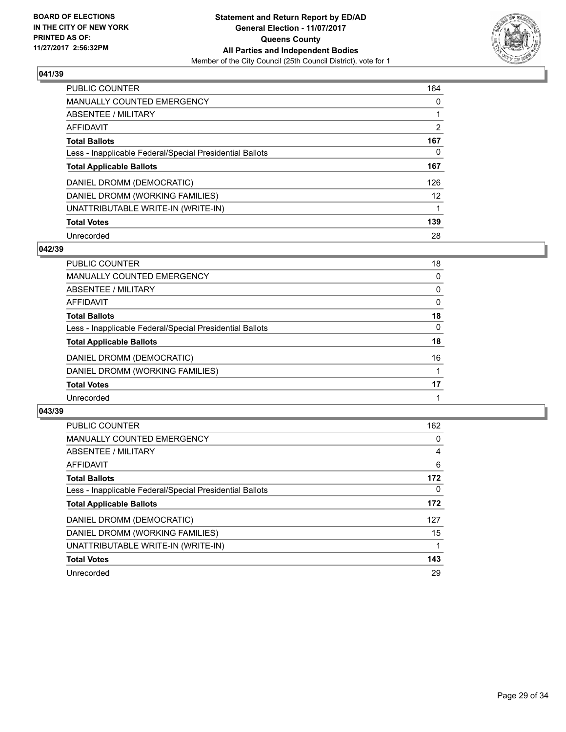BOARD OF ELECTIONS
IN THE CITY OF NEW YORK
PRINTED AS OF:
11/27/2017 2:56:32PM

**Statement and Return Report by ED/AD**
**General Election - 11/07/2017**
**Queens County**
**All Parties and Independent Bodies**
Member of the City Council (25th Council District), vote for 1

## 041/39

| | |
|---|---|
| PUBLIC COUNTER | 164 |
| MANUALLY COUNTED EMERGENCY | 0 |
| ABSENTEE / MILITARY | 1 |
| AFFIDAVIT | 2 |
| **Total Ballots** | **167** |
| Less - Inapplicable Federal/Special Presidential Ballots | 0 |
| **Total Applicable Ballots** | **167** |
| DANIEL DROMM (DEMOCRATIC) | 126 |
| DANIEL DROMM (WORKING FAMILIES) | 12 |
| UNATTRIBUTABLE WRITE-IN (WRITE-IN) | 1 |
| **Total Votes** | **139** |
| Unrecorded | 28 |

## 042/39

| | |
|---|---|
| PUBLIC COUNTER | 18 |
| MANUALLY COUNTED EMERGENCY | 0 |
| ABSENTEE / MILITARY | 0 |
| AFFIDAVIT | 0 |
| **Total Ballots** | **18** |
| Less - Inapplicable Federal/Special Presidential Ballots | 0 |
| **Total Applicable Ballots** | **18** |
| DANIEL DROMM (DEMOCRATIC) | 16 |
| DANIEL DROMM (WORKING FAMILIES) | 1 |
| **Total Votes** | **17** |
| Unrecorded | 1 |

## 043/39

| | |
|---|---|
| PUBLIC COUNTER | 162 |
| MANUALLY COUNTED EMERGENCY | 0 |
| ABSENTEE / MILITARY | 4 |
| AFFIDAVIT | 6 |
| **Total Ballots** | **172** |
| Less - Inapplicable Federal/Special Presidential Ballots | 0 |
| **Total Applicable Ballots** | **172** |
| DANIEL DROMM (DEMOCRATIC) | 127 |
| DANIEL DROMM (WORKING FAMILIES) | 15 |
| UNATTRIBUTABLE WRITE-IN (WRITE-IN) | 1 |
| **Total Votes** | **143** |
| Unrecorded | 29 |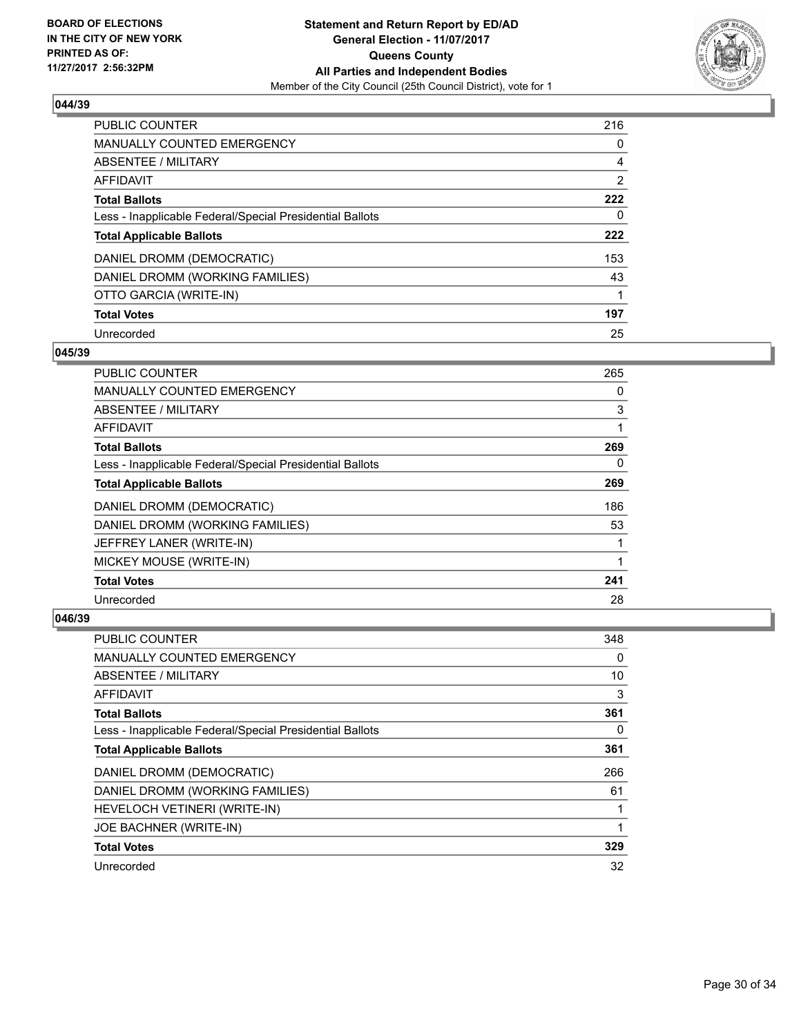**BOARD OF ELECTIONS IN THE CITY OF NEW YORK PRINTED AS OF: 11/27/2017 2:56:32PM**

**Statement and Return Report by ED/AD**
**General Election - 11/07/2017**
**Queens County**
**All Parties and Independent Bodies**
Member of the City Council (25th Council District), vote for 1

### 044/39

| | |
|---|---|
| PUBLIC COUNTER | 216 |
| MANUALLY COUNTED EMERGENCY | 0 |
| ABSENTEE / MILITARY | 4 |
| AFFIDAVIT | 2 |
| **Total Ballots** | **222** |
| Less - Inapplicable Federal/Special Presidential Ballots | 0 |
| **Total Applicable Ballots** | **222** |
| DANIEL DROMM (DEMOCRATIC) | 153 |
| DANIEL DROMM (WORKING FAMILIES) | 43 |
| OTTO GARCIA (WRITE-IN) | 1 |
| **Total Votes** | **197** |
| Unrecorded | 25 |

### 045/39

| | |
|---|---|
| PUBLIC COUNTER | 265 |
| MANUALLY COUNTED EMERGENCY | 0 |
| ABSENTEE / MILITARY | 3 |
| AFFIDAVIT | 1 |
| **Total Ballots** | **269** |
| Less - Inapplicable Federal/Special Presidential Ballots | 0 |
| **Total Applicable Ballots** | **269** |
| DANIEL DROMM (DEMOCRATIC) | 186 |
| DANIEL DROMM (WORKING FAMILIES) | 53 |
| JEFFREY LANER (WRITE-IN) | 1 |
| MICKEY MOUSE (WRITE-IN) | 1 |
| **Total Votes** | **241** |
| Unrecorded | 28 |

### 046/39

| | |
|---|---|
| PUBLIC COUNTER | 348 |
| MANUALLY COUNTED EMERGENCY | 0 |
| ABSENTEE / MILITARY | 10 |
| AFFIDAVIT | 3 |
| **Total Ballots** | **361** |
| Less - Inapplicable Federal/Special Presidential Ballots | 0 |
| **Total Applicable Ballots** | **361** |
| DANIEL DROMM (DEMOCRATIC) | 266 |
| DANIEL DROMM (WORKING FAMILIES) | 61 |
| HEVELOCH VETINERI (WRITE-IN) | 1 |
| JOE BACHNER (WRITE-IN) | 1 |
| **Total Votes** | **329** |
| Unrecorded | 32 |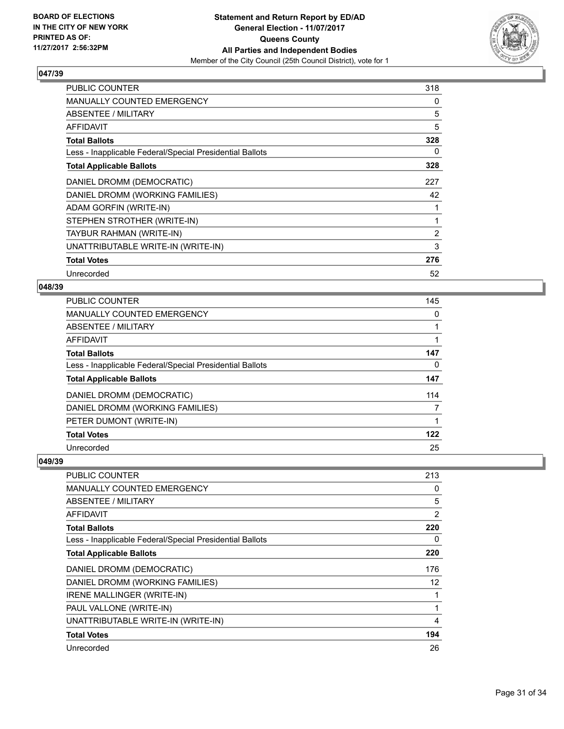**BOARD OF ELECTIONS IN THE CITY OF NEW YORK PRINTED AS OF: 11/27/2017 2:56:32PM**

**Statement and Return Report by ED/AD**
**General Election - 11/07/2017**
**Queens County**
**All Parties and Independent Bodies**
Member of the City Council (25th Council District), vote for 1

### 047/39

| | |
|---|---|
| PUBLIC COUNTER | 318 |
| MANUALLY COUNTED EMERGENCY | 0 |
| ABSENTEE / MILITARY | 5 |
| AFFIDAVIT | 5 |
| **Total Ballots** | **328** |
| Less - Inapplicable Federal/Special Presidential Ballots | 0 |
| **Total Applicable Ballots** | **328** |
| DANIEL DROMM (DEMOCRATIC) | 227 |
| DANIEL DROMM (WORKING FAMILIES) | 42 |
| ADAM GORFIN (WRITE-IN) | 1 |
| STEPHEN STROTHER (WRITE-IN) | 1 |
| TAYBUR RAHMAN (WRITE-IN) | 2 |
| UNATTRIBUTABLE WRITE-IN (WRITE-IN) | 3 |
| **Total Votes** | **276** |
| Unrecorded | 52 |

### 048/39

| | |
|---|---|
| PUBLIC COUNTER | 145 |
| MANUALLY COUNTED EMERGENCY | 0 |
| ABSENTEE / MILITARY | 1 |
| AFFIDAVIT | 1 |
| **Total Ballots** | **147** |
| Less - Inapplicable Federal/Special Presidential Ballots | 0 |
| **Total Applicable Ballots** | **147** |
| DANIEL DROMM (DEMOCRATIC) | 114 |
| DANIEL DROMM (WORKING FAMILIES) | 7 |
| PETER DUMONT (WRITE-IN) | 1 |
| **Total Votes** | **122** |
| Unrecorded | 25 |

### 049/39

| | |
|---|---|
| PUBLIC COUNTER | 213 |
| MANUALLY COUNTED EMERGENCY | 0 |
| ABSENTEE / MILITARY | 5 |
| AFFIDAVIT | 2 |
| **Total Ballots** | **220** |
| Less - Inapplicable Federal/Special Presidential Ballots | 0 |
| **Total Applicable Ballots** | **220** |
| DANIEL DROMM (DEMOCRATIC) | 176 |
| DANIEL DROMM (WORKING FAMILIES) | 12 |
| IRENE MALLINGER (WRITE-IN) | 1 |
| PAUL VALLONE (WRITE-IN) | 1 |
| UNATTRIBUTABLE WRITE-IN (WRITE-IN) | 4 |
| **Total Votes** | **194** |
| Unrecorded | 26 |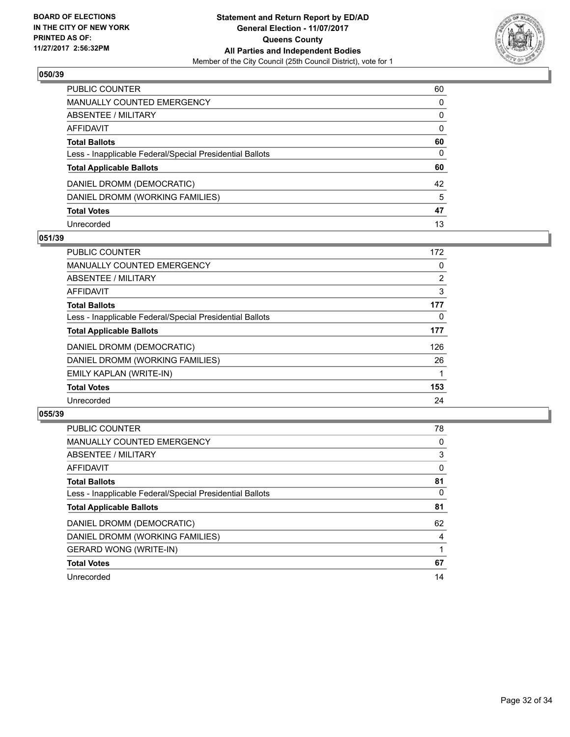BOARD OF ELECTIONS
IN THE CITY OF NEW YORK
PRINTED AS OF:
11/27/2017 2:56:32PM

**Statement and Return Report by ED/AD**
**General Election - 11/07/2017**
**Queens County**
**All Parties and Independent Bodies**
Member of the City Council (25th Council District), vote for 1

### 050/39

| | |
|---|---|
| PUBLIC COUNTER | 60 |
| MANUALLY COUNTED EMERGENCY | 0 |
| ABSENTEE / MILITARY | 0 |
| AFFIDAVIT | 0 |
| **Total Ballots** | **60** |
| Less - Inapplicable Federal/Special Presidential Ballots | 0 |
| **Total Applicable Ballots** | **60** |
| DANIEL DROMM (DEMOCRATIC) | 42 |
| DANIEL DROMM (WORKING FAMILIES) | 5 |
| **Total Votes** | **47** |
| Unrecorded | 13 |

### 051/39

| | |
|---|---|
| PUBLIC COUNTER | 172 |
| MANUALLY COUNTED EMERGENCY | 0 |
| ABSENTEE / MILITARY | 2 |
| AFFIDAVIT | 3 |
| **Total Ballots** | **177** |
| Less - Inapplicable Federal/Special Presidential Ballots | 0 |
| **Total Applicable Ballots** | **177** |
| DANIEL DROMM (DEMOCRATIC) | 126 |
| DANIEL DROMM (WORKING FAMILIES) | 26 |
| EMILY KAPLAN (WRITE-IN) | 1 |
| **Total Votes** | **153** |
| Unrecorded | 24 |

### 055/39

| | |
|---|---|
| PUBLIC COUNTER | 78 |
| MANUALLY COUNTED EMERGENCY | 0 |
| ABSENTEE / MILITARY | 3 |
| AFFIDAVIT | 0 |
| **Total Ballots** | **81** |
| Less - Inapplicable Federal/Special Presidential Ballots | 0 |
| **Total Applicable Ballots** | **81** |
| DANIEL DROMM (DEMOCRATIC) | 62 |
| DANIEL DROMM (WORKING FAMILIES) | 4 |
| GERARD WONG (WRITE-IN) | 1 |
| **Total Votes** | **67** |
| Unrecorded | 14 |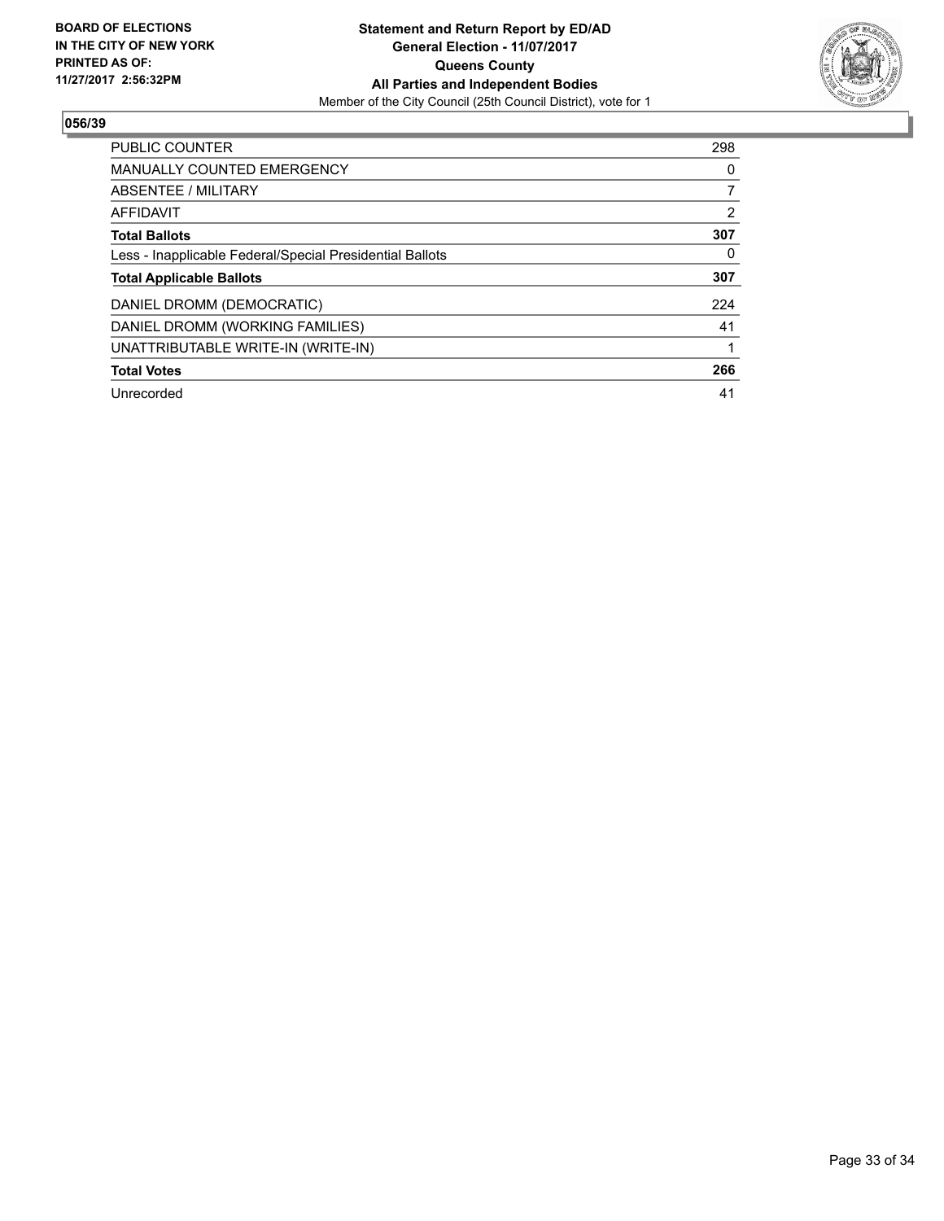**BOARD OF ELECTIONS**
**IN THE CITY OF NEW YORK**
**PRINTED AS OF:**
**11/27/2017 2:56:32PM**

**Statement and Return Report by ED/AD**
**General Election - 11/07/2017**
**Queens County**
**All Parties and Independent Bodies**
Member of the City Council (25th Council District), vote for 1

## 056/39

| | |
|---|---|
| PUBLIC COUNTER | 298 |
| MANUALLY COUNTED EMERGENCY | 0 |
| ABSENTEE / MILITARY | 7 |
| AFFIDAVIT | 2 |
| **Total Ballots** | **307** |
| Less - Inapplicable Federal/Special Presidential Ballots | 0 |
| **Total Applicable Ballots** | **307** |
| DANIEL DROMM (DEMOCRATIC) | 224 |
| DANIEL DROMM (WORKING FAMILIES) | 41 |
| UNATTRIBUTABLE WRITE-IN (WRITE-IN) | 1 |
| **Total Votes** | **266** |
| Unrecorded | 41 |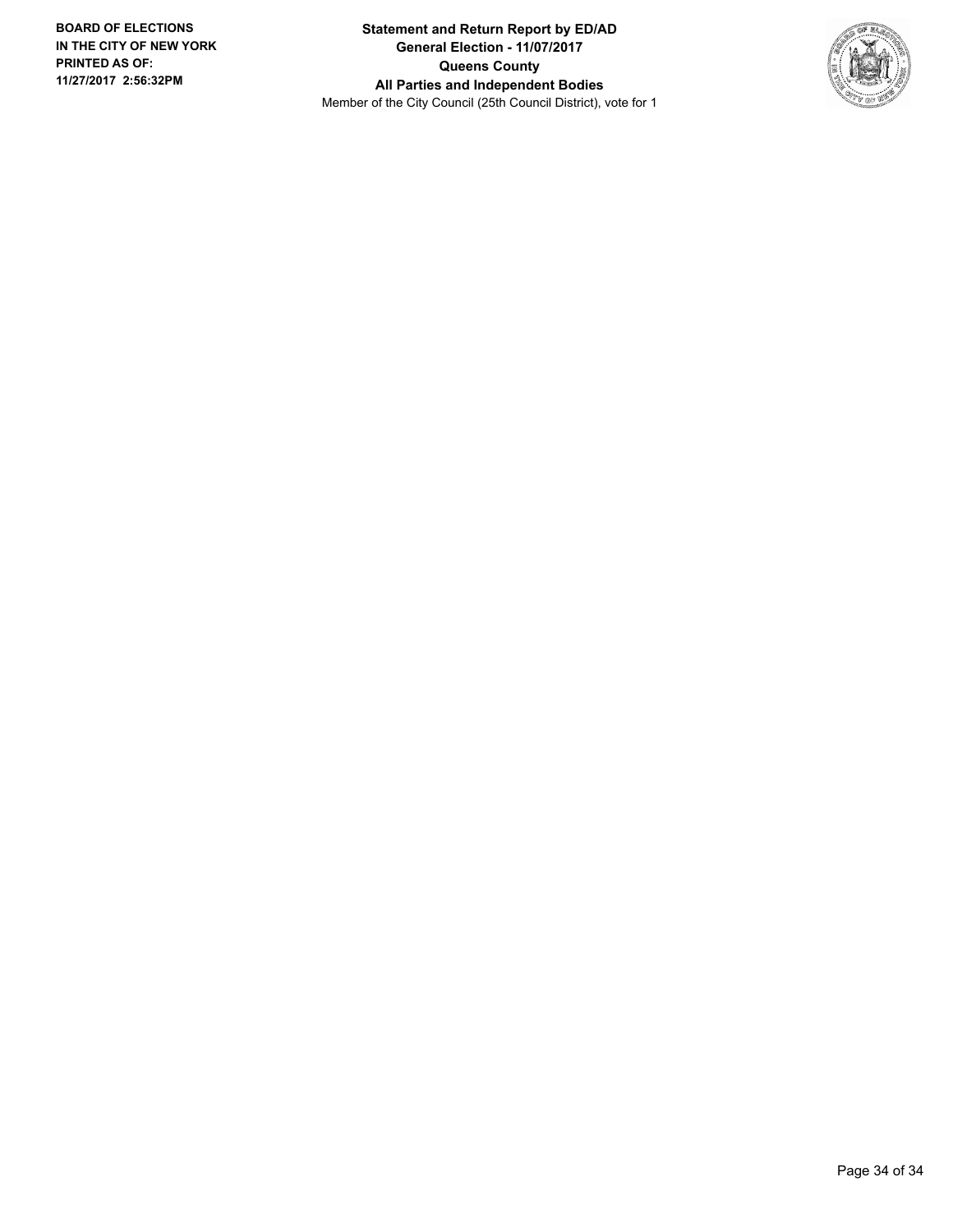**BOARD OF ELECTIONS IN THE CITY OF NEW YORK PRINTED AS OF: 11/27/2017 2:56:32PM**

**Statement and Return Report by ED/AD**
**General Election - 11/07/2017**
**Queens County**
**All Parties and Independent Bodies**
Member of the City Council (25th Council District), vote for 1